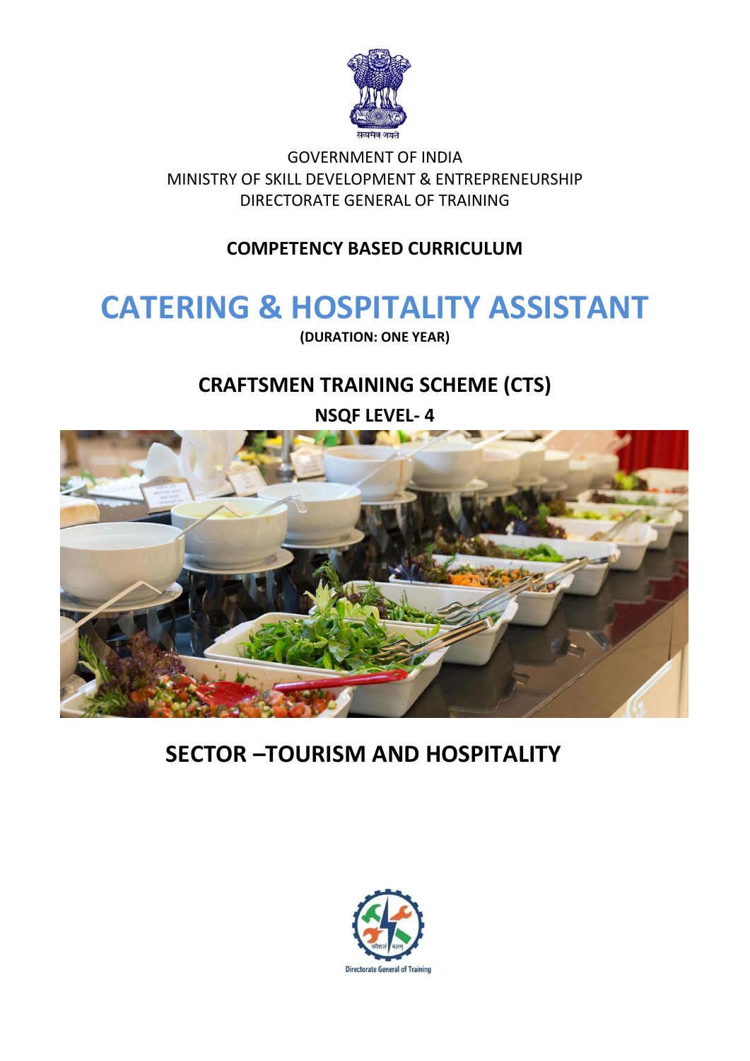सत्यमेव जयते

GOVERNMENT OF INDIA
MINISTRY OF SKILL DEVELOPMENT & ENTREPRENEURSHIP
DIRECTORATE GENERAL OF TRAINING

**COMPETENCY BASED CURRICULUM**

# CATERING & HOSPITALITY ASSISTANT

**(DURATION: ONE YEAR)**

## CRAFTSMEN TRAINING SCHEME (CTS)

**NSQF LEVEL- 4**

## SECTOR –TOURISM AND HOSPITALITY

कौशलं बलम्

Directorate General of Training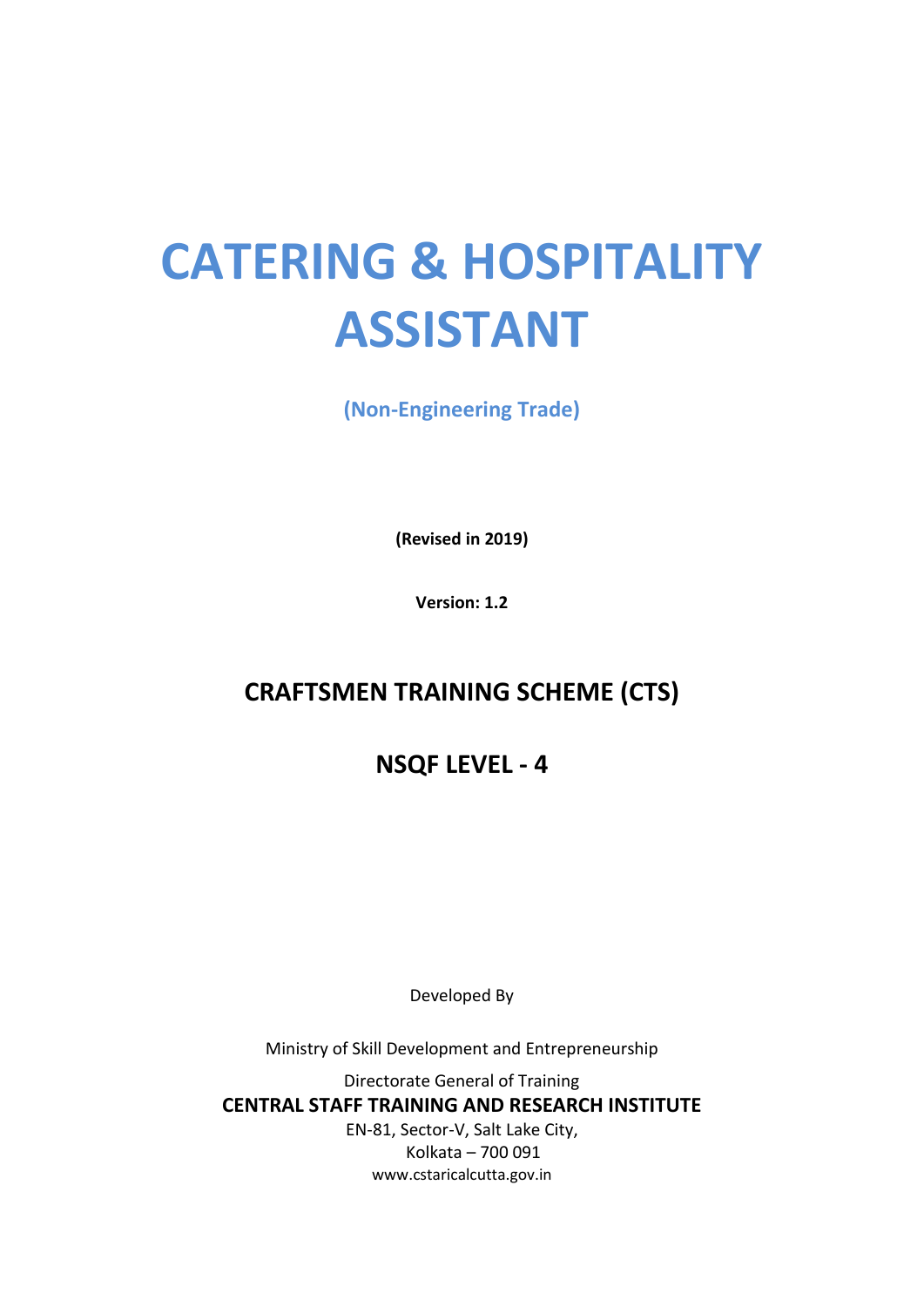# CATERING & HOSPITALITY ASSISTANT

**(Non-Engineering Trade)**

**(Revised in 2019)**

**Version: 1.2**

## CRAFTSMEN TRAINING SCHEME (CTS)

## NSQF LEVEL - 4

Developed By

Ministry of Skill Development and Entrepreneurship

Directorate General of Training

**CENTRAL STAFF TRAINING AND RESEARCH INSTITUTE**

EN-81, Sector-V, Salt Lake City,
Kolkata – 700 091
www.cstaricalcutta.gov.in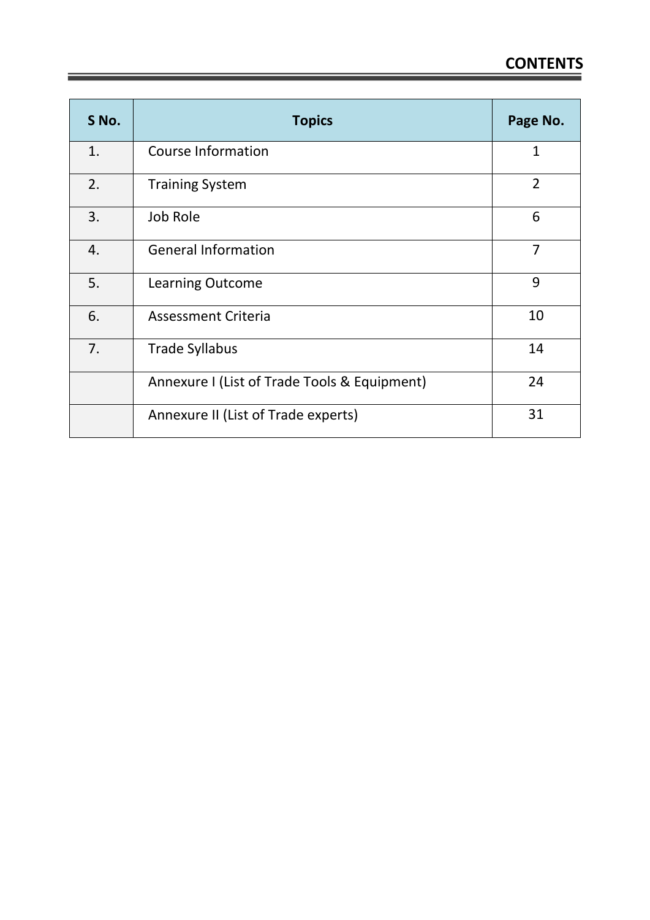# CONTENTS

| S No. | Topics | Page No. |
|---|---|---|
| 1. | Course Information | 1 |
| 2. | Training System | 2 |
| 3. | Job Role | 6 |
| 4. | General Information | 7 |
| 5. | Learning Outcome | 9 |
| 6. | Assessment Criteria | 10 |
| 7. | Trade Syllabus | 14 |
| | Annexure I (List of Trade Tools & Equipment) | 24 |
| | Annexure II (List of Trade experts) | 31 |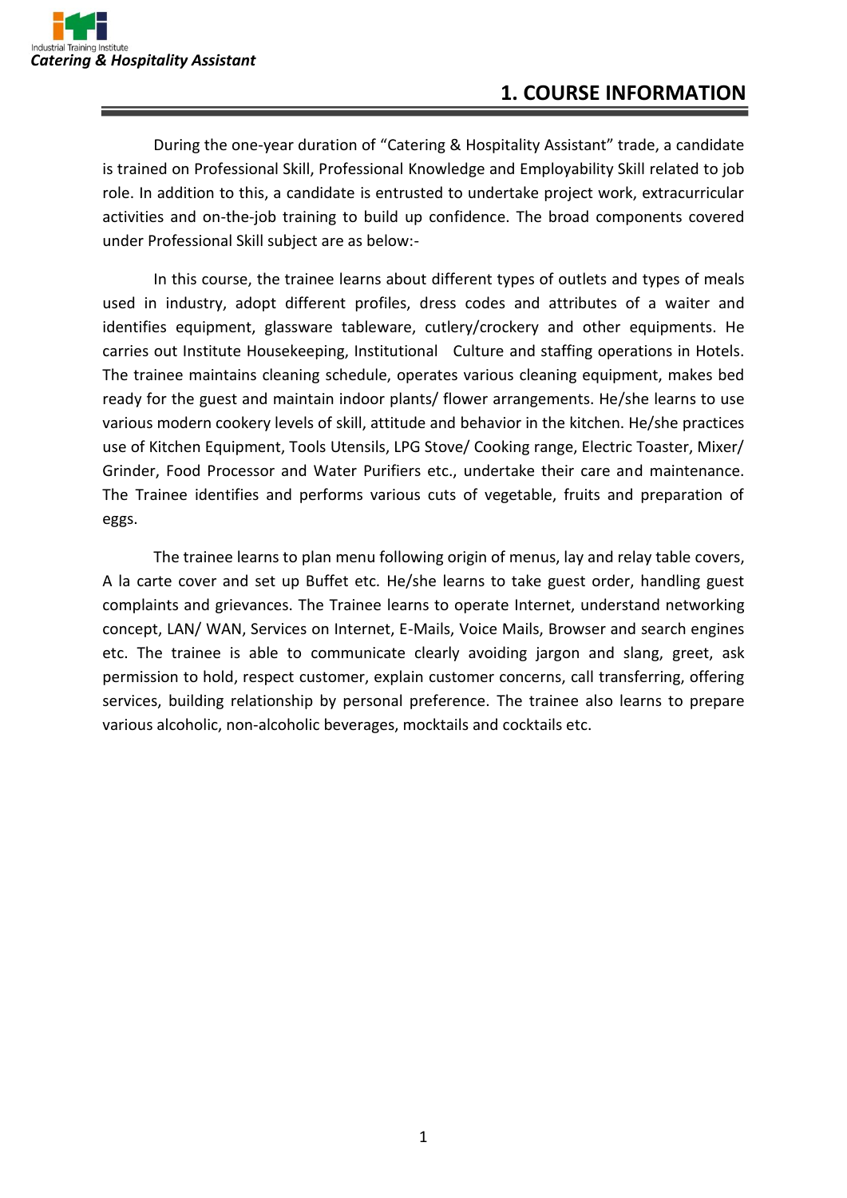# 1. COURSE INFORMATION

During the one-year duration of "Catering & Hospitality Assistant" trade, a candidate is trained on Professional Skill, Professional Knowledge and Employability Skill related to job role. In addition to this, a candidate is entrusted to undertake project work, extracurricular activities and on-the-job training to build up confidence. The broad components covered under Professional Skill subject are as below:-

In this course, the trainee learns about different types of outlets and types of meals used in industry, adopt different profiles, dress codes and attributes of a waiter and identifies equipment, glassware tableware, cutlery/crockery and other equipments. He carries out Institute Housekeeping, Institutional Culture and staffing operations in Hotels. The trainee maintains cleaning schedule, operates various cleaning equipment, makes bed ready for the guest and maintain indoor plants/ flower arrangements. He/she learns to use various modern cookery levels of skill, attitude and behavior in the kitchen. He/she practices use of Kitchen Equipment, Tools Utensils, LPG Stove/ Cooking range, Electric Toaster, Mixer/ Grinder, Food Processor and Water Purifiers etc., undertake their care and maintenance. The Trainee identifies and performs various cuts of vegetable, fruits and preparation of eggs.

The trainee learns to plan menu following origin of menus, lay and relay table covers, A la carte cover and set up Buffet etc. He/she learns to take guest order, handling guest complaints and grievances. The Trainee learns to operate Internet, understand networking concept, LAN/ WAN, Services on Internet, E-Mails, Voice Mails, Browser and search engines etc. The trainee is able to communicate clearly avoiding jargon and slang, greet, ask permission to hold, respect customer, explain customer concerns, call transferring, offering services, building relationship by personal preference. The trainee also learns to prepare various alcoholic, non-alcoholic beverages, mocktails and cocktails etc.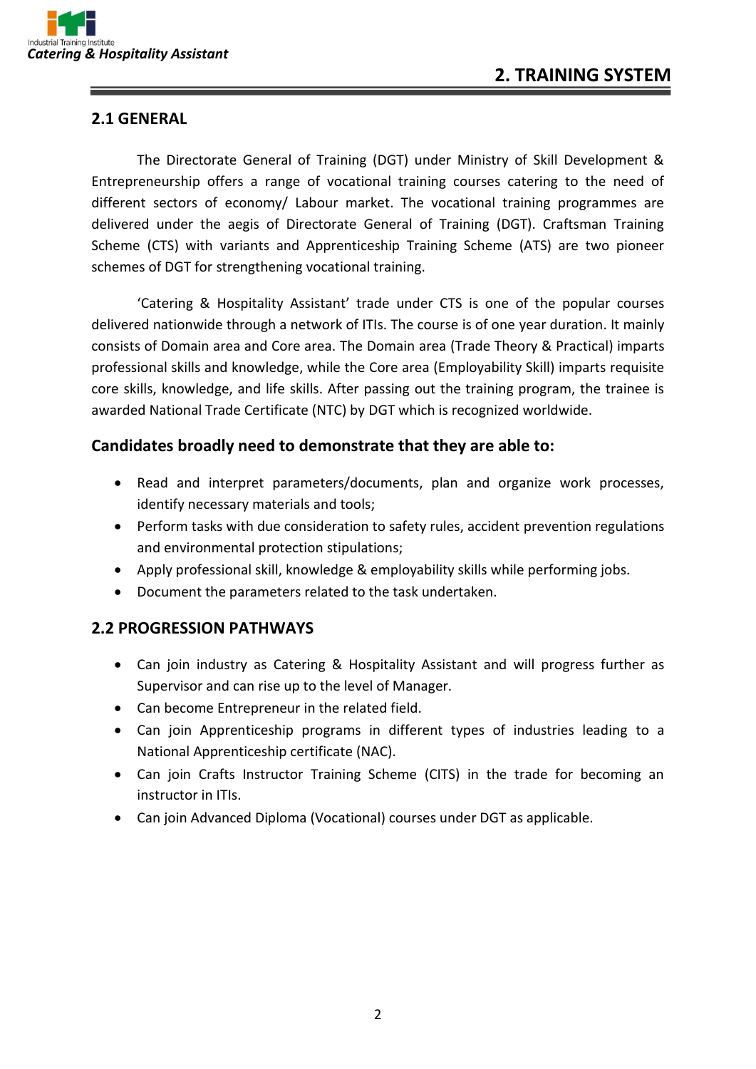# 2. TRAINING SYSTEM

## 2.1 GENERAL

The Directorate General of Training (DGT) under Ministry of Skill Development & Entrepreneurship offers a range of vocational training courses catering to the need of different sectors of economy/ Labour market. The vocational training programmes are delivered under the aegis of Directorate General of Training (DGT). Craftsman Training Scheme (CTS) with variants and Apprenticeship Training Scheme (ATS) are two pioneer schemes of DGT for strengthening vocational training.

'Catering & Hospitality Assistant' trade under CTS is one of the popular courses delivered nationwide through a network of ITIs. The course is of one year duration. It mainly consists of Domain area and Core area. The Domain area (Trade Theory & Practical) imparts professional skills and knowledge, while the Core area (Employability Skill) imparts requisite core skills, knowledge, and life skills. After passing out the training program, the trainee is awarded National Trade Certificate (NTC) by DGT which is recognized worldwide.

### Candidates broadly need to demonstrate that they are able to:

- Read and interpret parameters/documents, plan and organize work processes, identify necessary materials and tools;
- Perform tasks with due consideration to safety rules, accident prevention regulations and environmental protection stipulations;
- Apply professional skill, knowledge & employability skills while performing jobs.
- Document the parameters related to the task undertaken.

## 2.2 PROGRESSION PATHWAYS

- Can join industry as Catering & Hospitality Assistant and will progress further as Supervisor and can rise up to the level of Manager.
- Can become Entrepreneur in the related field.
- Can join Apprenticeship programs in different types of industries leading to a National Apprenticeship certificate (NAC).
- Can join Crafts Instructor Training Scheme (CITS) in the trade for becoming an instructor in ITIs.
- Can join Advanced Diploma (Vocational) courses under DGT as applicable.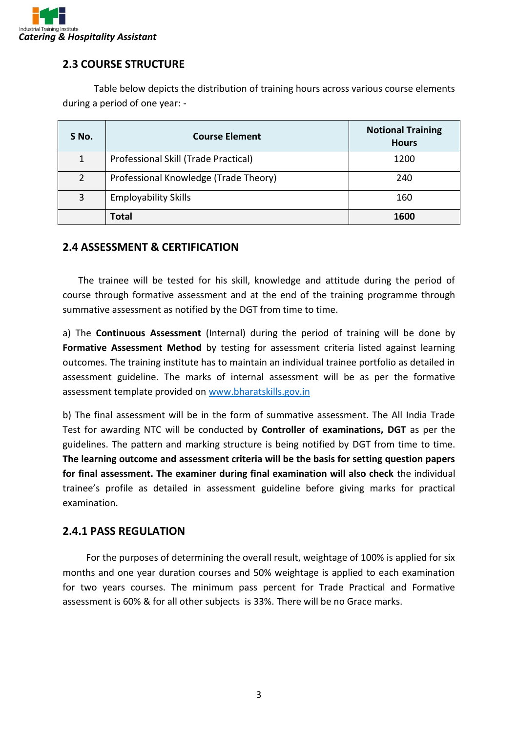## 2.3 COURSE STRUCTURE

Table below depicts the distribution of training hours across various course elements during a period of one year: -

| S No. | Course Element | Notional Training Hours |
|---|---|---|
| 1 | Professional Skill (Trade Practical) | 1200 |
| 2 | Professional Knowledge (Trade Theory) | 240 |
| 3 | Employability Skills | 160 |
| | **Total** | **1600** |

## 2.4 ASSESSMENT & CERTIFICATION

The trainee will be tested for his skill, knowledge and attitude during the period of course through formative assessment and at the end of the training programme through summative assessment as notified by the DGT from time to time.

a) The **Continuous Assessment** (Internal) during the period of training will be done by **Formative Assessment Method** by testing for assessment criteria listed against learning outcomes. The training institute has to maintain an individual trainee portfolio as detailed in assessment guideline. The marks of internal assessment will be as per the formative assessment template provided on [www.bharatskills.gov.in](http://www.bharatskills.gov.in)

b) The final assessment will be in the form of summative assessment. The All India Trade Test for awarding NTC will be conducted by **Controller of examinations, DGT** as per the guidelines. The pattern and marking structure is being notified by DGT from time to time. **The learning outcome and assessment criteria will be the basis for setting question papers for final assessment. The examiner during final examination will also check** the individual trainee's profile as detailed in assessment guideline before giving marks for practical examination.

### 2.4.1 PASS REGULATION

For the purposes of determining the overall result, weightage of 100% is applied for six months and one year duration courses and 50% weightage is applied to each examination for two years courses. The minimum pass percent for Trade Practical and Formative assessment is 60% & for all other subjects is 33%. There will be no Grace marks.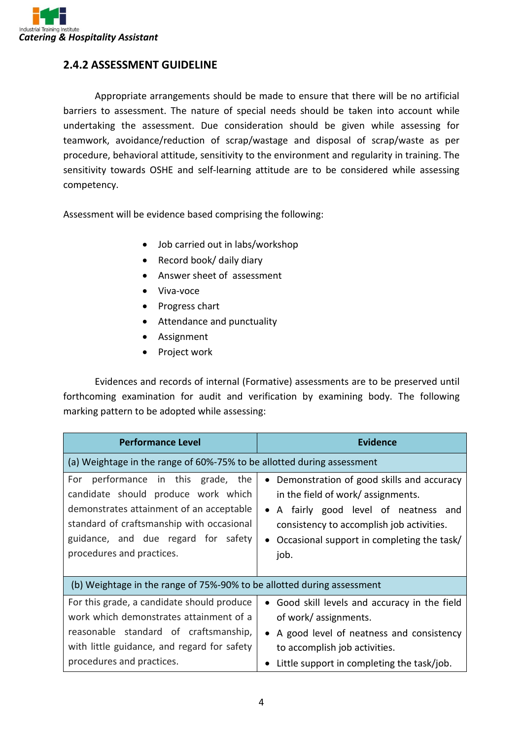## 2.4.2 ASSESSMENT GUIDELINE

Appropriate arrangements should be made to ensure that there will be no artificial barriers to assessment. The nature of special needs should be taken into account while undertaking the assessment. Due consideration should be given while assessing for teamwork, avoidance/reduction of scrap/wastage and disposal of scrap/waste as per procedure, behavioral attitude, sensitivity to the environment and regularity in training. The sensitivity towards OSHE and self-learning attitude are to be considered while assessing competency.

Assessment will be evidence based comprising the following:

- Job carried out in labs/workshop
- Record book/ daily diary
- Answer sheet of assessment
- Viva-voce
- Progress chart
- Attendance and punctuality
- Assignment
- Project work

Evidences and records of internal (Formative) assessments are to be preserved until forthcoming examination for audit and verification by examining body. The following marking pattern to be adopted while assessing:

| Performance Level | Evidence |
|---|---|
| (a) Weightage in the range of 60%-75% to be allotted during assessment | |
| For performance in this grade, the candidate should produce work which demonstrates attainment of an acceptable standard of craftsmanship with occasional guidance, and due regard for safety procedures and practices. | • Demonstration of good skills and accuracy in the field of work/ assignments.<br>• A fairly good level of neatness and consistency to accomplish job activities.<br>• Occasional support in completing the task/ job. |
| (b) Weightage in the range of 75%-90% to be allotted during assessment | |
| For this grade, a candidate should produce work which demonstrates attainment of a reasonable standard of craftsmanship, with little guidance, and regard for safety procedures and practices. | • Good skill levels and accuracy in the field of work/ assignments.<br>• A good level of neatness and consistency to accomplish job activities.<br>• Little support in completing the task/job. |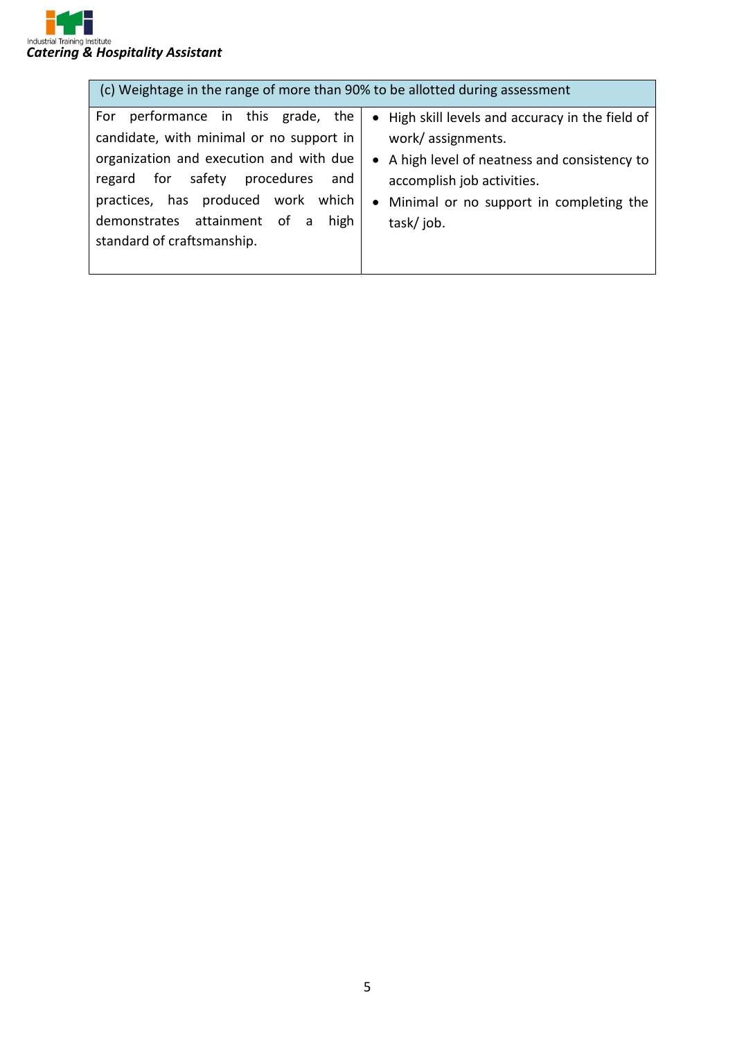| (c) Weightage in the range of more than 90% to be allotted during assessment | |
|---|---|
| For performance in this grade, the candidate, with minimal or no support in organization and execution and with due regard for safety procedures and practices, has produced work which demonstrates attainment of a high standard of craftsmanship. | • High skill levels and accuracy in the field of work/ assignments.<br>• A high level of neatness and consistency to accomplish job activities.<br>• Minimal or no support in completing the task/ job. |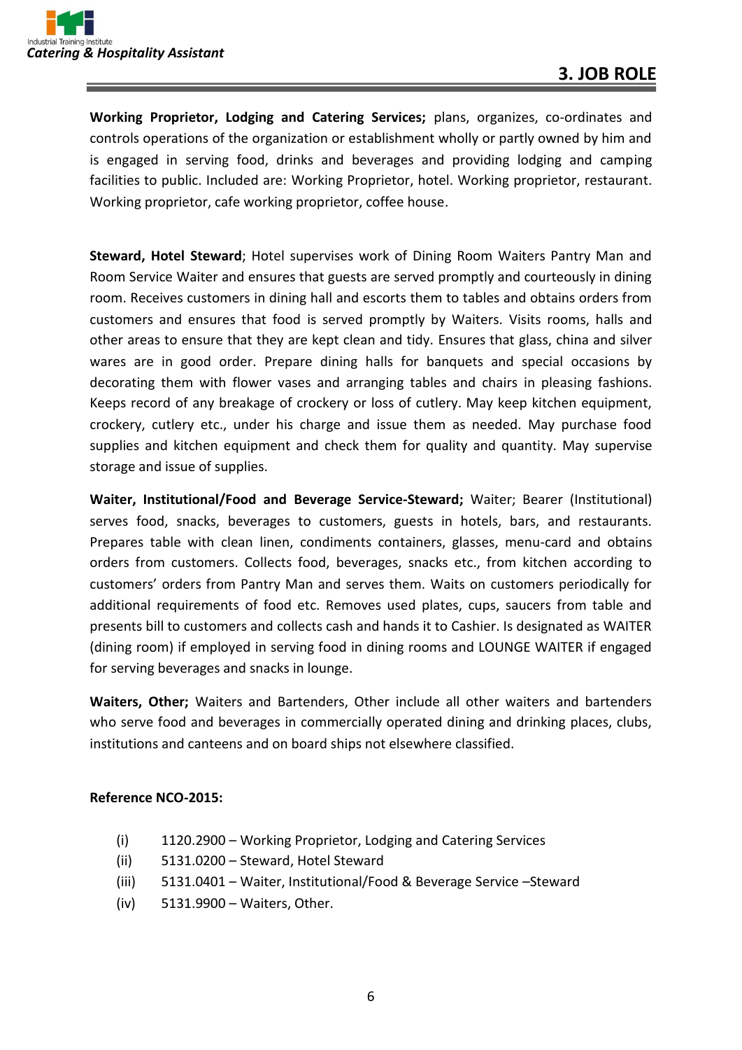## 3. JOB ROLE

**Working Proprietor, Lodging and Catering Services;** plans, organizes, co-ordinates and controls operations of the organization or establishment wholly or partly owned by him and is engaged in serving food, drinks and beverages and providing lodging and camping facilities to public. Included are: Working Proprietor, hotel. Working proprietor, restaurant. Working proprietor, cafe working proprietor, coffee house.

**Steward, Hotel Steward**; Hotel supervises work of Dining Room Waiters Pantry Man and Room Service Waiter and ensures that guests are served promptly and courteously in dining room. Receives customers in dining hall and escorts them to tables and obtains orders from customers and ensures that food is served promptly by Waiters. Visits rooms, halls and other areas to ensure that they are kept clean and tidy. Ensures that glass, china and silver wares are in good order. Prepare dining halls for banquets and special occasions by decorating them with flower vases and arranging tables and chairs in pleasing fashions. Keeps record of any breakage of crockery or loss of cutlery. May keep kitchen equipment, crockery, cutlery etc., under his charge and issue them as needed. May purchase food supplies and kitchen equipment and check them for quality and quantity. May supervise storage and issue of supplies.

**Waiter, Institutional/Food and Beverage Service-Steward;** Waiter; Bearer (Institutional) serves food, snacks, beverages to customers, guests in hotels, bars, and restaurants. Prepares table with clean linen, condiments containers, glasses, menu-card and obtains orders from customers. Collects food, beverages, snacks etc., from kitchen according to customers' orders from Pantry Man and serves them. Waits on customers periodically for additional requirements of food etc. Removes used plates, cups, saucers from table and presents bill to customers and collects cash and hands it to Cashier. Is designated as WAITER (dining room) if employed in serving food in dining rooms and LOUNGE WAITER if engaged for serving beverages and snacks in lounge.

**Waiters, Other;** Waiters and Bartenders, Other include all other waiters and bartenders who serve food and beverages in commercially operated dining and drinking places, clubs, institutions and canteens and on board ships not elsewhere classified.

**Reference NCO-2015:**

(i) 1120.2900 – Working Proprietor, Lodging and Catering Services
(ii) 5131.0200 – Steward, Hotel Steward
(iii) 5131.0401 – Waiter, Institutional/Food & Beverage Service –Steward
(iv) 5131.9900 – Waiters, Other.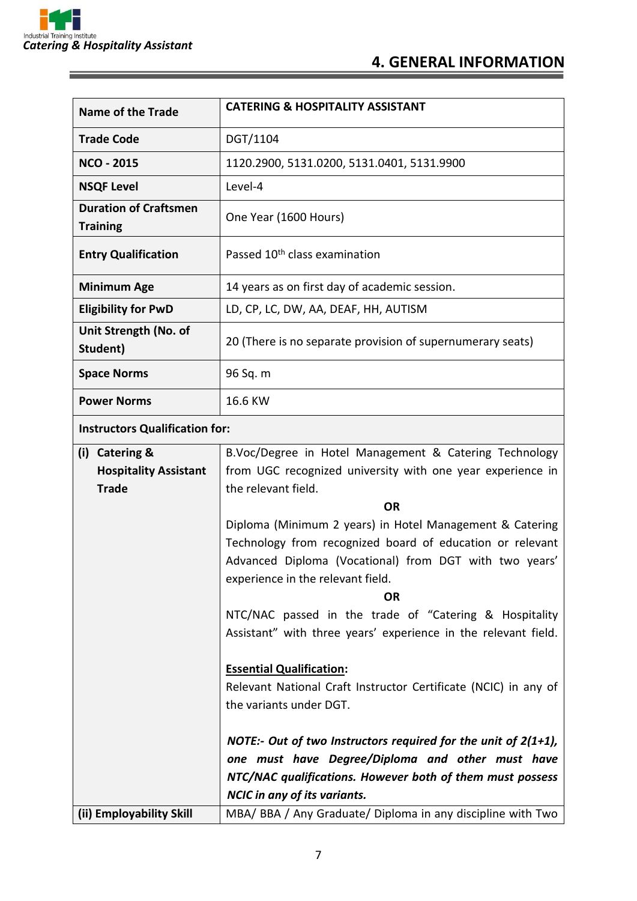# 4. GENERAL INFORMATION

| Name of the Trade | CATERING & HOSPITALITY ASSISTANT |
|---|---|
| Trade Code | DGT/1104 |
| NCO - 2015 | 1120.2900, 5131.0200, 5131.0401, 5131.9900 |
| NSQF Level | Level-4 |
| Duration of Craftsmen Training | One Year (1600 Hours) |
| Entry Qualification | Passed 10th class examination |
| Minimum Age | 14 years as on first day of academic session. |
| Eligibility for PwD | LD, CP, LC, DW, AA, DEAF, HH, AUTISM |
| Unit Strength (No. of Student) | 20 (There is no separate provision of supernumerary seats) |
| Space Norms | 96 Sq. m |
| Power Norms | 16.6 KW |
| **Instructors Qualification for:** | |
| (i) Catering & Hospitality Assistant Trade | B.Voc/Degree in Hotel Management & Catering Technology from UGC recognized university with one year experience in the relevant field. <br> **OR** <br> Diploma (Minimum 2 years) in Hotel Management & Catering Technology from recognized board of education or relevant Advanced Diploma (Vocational) from DGT with two years' experience in the relevant field. <br> **OR** <br> NTC/NAC passed in the trade of "Catering & Hospitality Assistant" with three years' experience in the relevant field. <br><br> **Essential Qualification:** <br> Relevant National Craft Instructor Certificate (NCIC) in any of the variants under DGT. <br><br> ***NOTE:- Out of two Instructors required for the unit of 2(1+1), one must have Degree/Diploma and other must have NTC/NAC qualifications. However both of them must possess NCIC in any of its variants.*** |
| (ii) Employability Skill | MBA/ BBA / Any Graduate/ Diploma in any discipline with Two |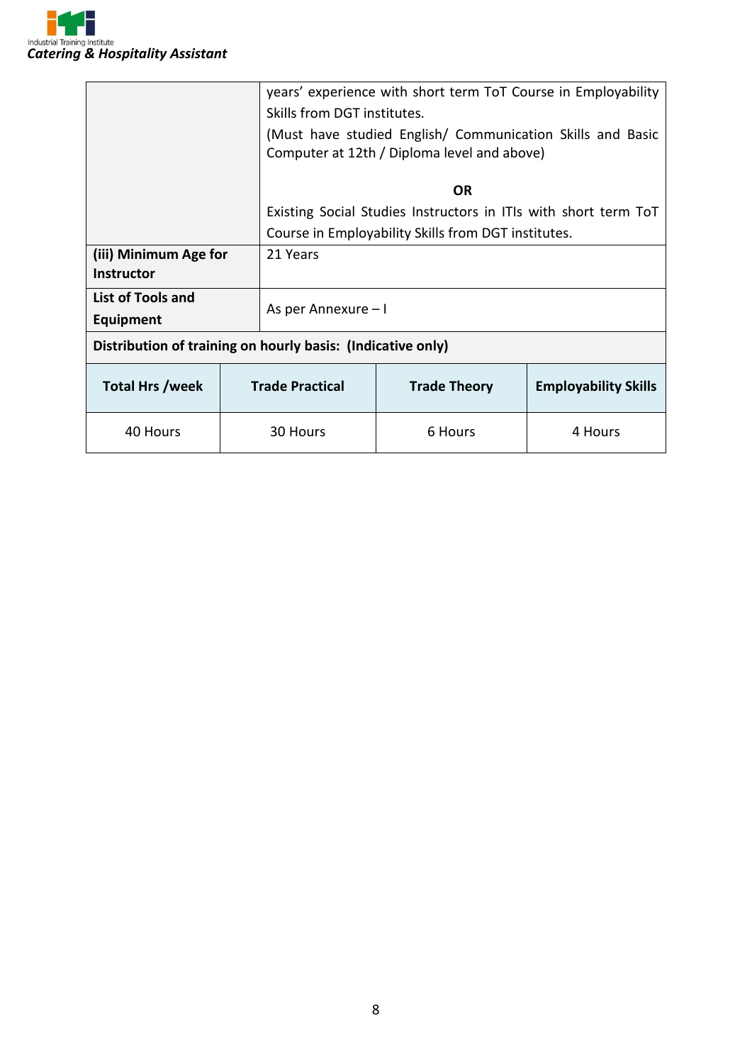| | |
|---|---|
| | years' experience with short term ToT Course in Employability Skills from DGT institutes.<br>(Must have studied English/ Communication Skills and Basic Computer at 12th / Diploma level and above)<br><br>**OR**<br><br>Existing Social Studies Instructors in ITIs with short term ToT Course in Employability Skills from DGT institutes. |
| **(iii) Minimum Age for Instructor** | 21 Years |
| **List of Tools and Equipment** | As per Annexure – I |

**Distribution of training on hourly basis: (Indicative only)**

| Total Hrs /week | Trade Practical | Trade Theory | Employability Skills |
|---|---|---|---|
| 40 Hours | 30 Hours | 6 Hours | 4 Hours |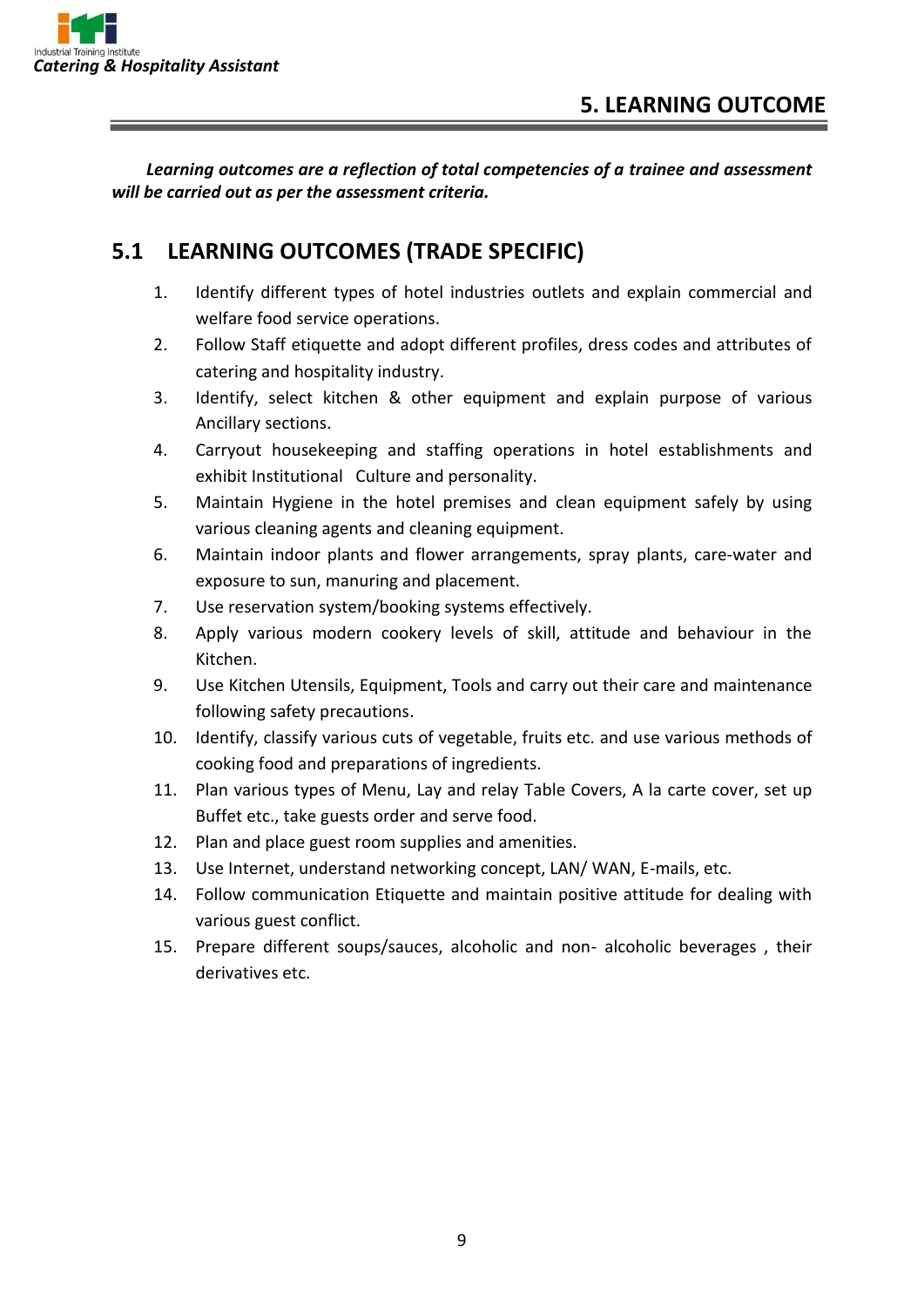# 5. LEARNING OUTCOME

***Learning outcomes are a reflection of total competencies of a trainee and assessment will be carried out as per the assessment criteria.***

## 5.1 LEARNING OUTCOMES (TRADE SPECIFIC)

1. Identify different types of hotel industries outlets and explain commercial and welfare food service operations.
2. Follow Staff etiquette and adopt different profiles, dress codes and attributes of catering and hospitality industry.
3. Identify, select kitchen & other equipment and explain purpose of various Ancillary sections.
4. Carryout housekeeping and staffing operations in hotel establishments and exhibit Institutional Culture and personality.
5. Maintain Hygiene in the hotel premises and clean equipment safely by using various cleaning agents and cleaning equipment.
6. Maintain indoor plants and flower arrangements, spray plants, care-water and exposure to sun, manuring and placement.
7. Use reservation system/booking systems effectively.
8. Apply various modern cookery levels of skill, attitude and behaviour in the Kitchen.
9. Use Kitchen Utensils, Equipment, Tools and carry out their care and maintenance following safety precautions.
10. Identify, classify various cuts of vegetable, fruits etc. and use various methods of cooking food and preparations of ingredients.
11. Plan various types of Menu, Lay and relay Table Covers, A la carte cover, set up Buffet etc., take guests order and serve food.
12. Plan and place guest room supplies and amenities.
13. Use Internet, understand networking concept, LAN/ WAN, E-mails, etc.
14. Follow communication Etiquette and maintain positive attitude for dealing with various guest conflict.
15. Prepare different soups/sauces, alcoholic and non- alcoholic beverages , their derivatives etc.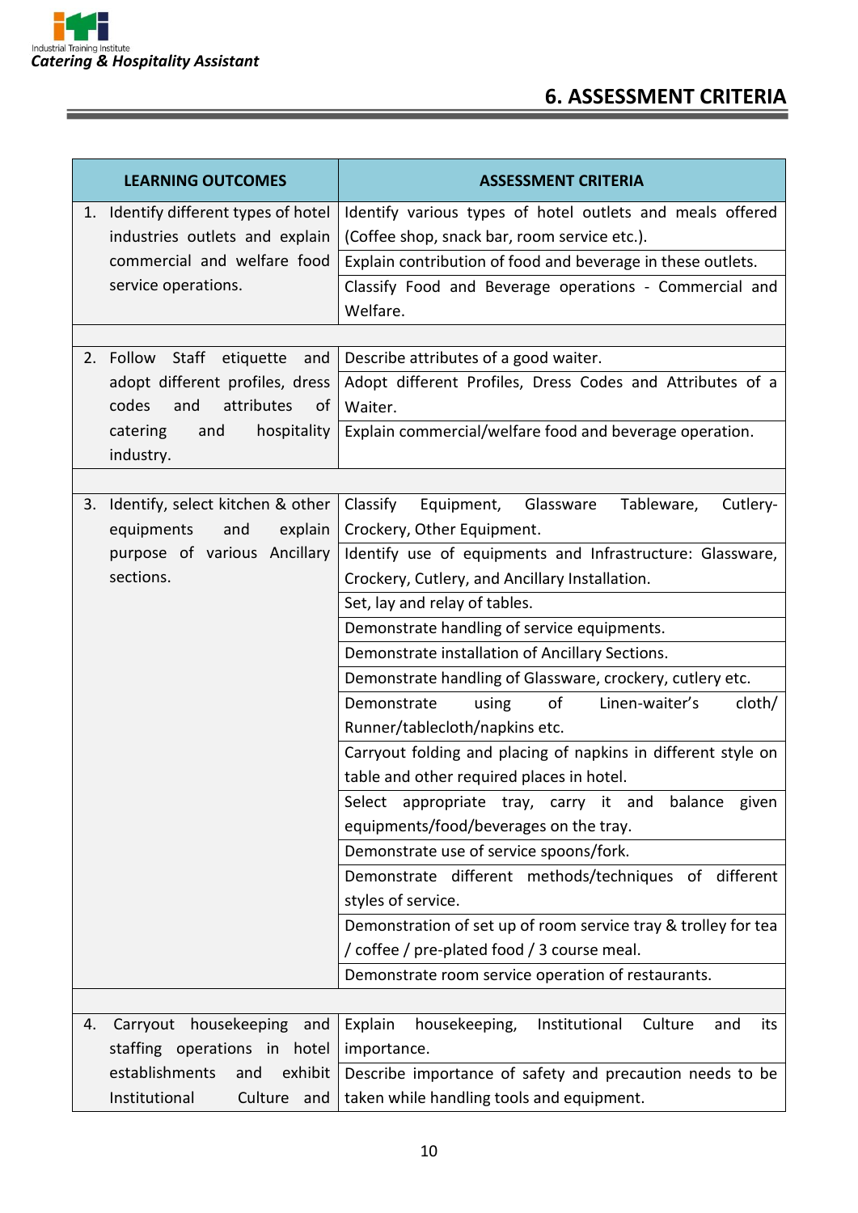## 6. ASSESSMENT CRITERIA

| LEARNING OUTCOMES | ASSESSMENT CRITERIA |
|---|---|
| 1. Identify different types of hotel industries outlets and explain commercial and welfare food service operations. | Identify various types of hotel outlets and meals offered (Coffee shop, snack bar, room service etc.). |
| | Explain contribution of food and beverage in these outlets. |
| | Classify Food and Beverage operations - Commercial and Welfare. |
| | |
| 2. Follow Staff etiquette and adopt different profiles, dress codes and attributes of catering and hospitality industry. | Describe attributes of a good waiter. |
| | Adopt different Profiles, Dress Codes and Attributes of a Waiter. |
| | Explain commercial/welfare food and beverage operation. |
| | |
| 3. Identify, select kitchen & other equipments and explain purpose of various Ancillary sections. | Classify Equipment, Glassware Tableware, Cutlery-Crockery, Other Equipment. |
| | Identify use of equipments and Infrastructure: Glassware, Crockery, Cutlery, and Ancillary Installation. |
| | Set, lay and relay of tables. |
| | Demonstrate handling of service equipments. |
| | Demonstrate installation of Ancillary Sections. |
| | Demonstrate handling of Glassware, crockery, cutlery etc. |
| | Demonstrate using of Linen-waiter's cloth/ Runner/tablecloth/napkins etc. |
| | Carryout folding and placing of napkins in different style on table and other required places in hotel. |
| | Select appropriate tray, carry it and balance given equipments/food/beverages on the tray. |
| | Demonstrate use of service spoons/fork. |
| | Demonstrate different methods/techniques of different styles of service. |
| | Demonstration of set up of room service tray & trolley for tea / coffee / pre-plated food / 3 course meal. |
| | Demonstrate room service operation of restaurants. |
| | |
| 4. Carryout housekeeping and staffing operations in hotel establishments and exhibit Institutional Culture and | Explain housekeeping, Institutional Culture and its importance. |
| | Describe importance of safety and precaution needs to be taken while handling tools and equipment. |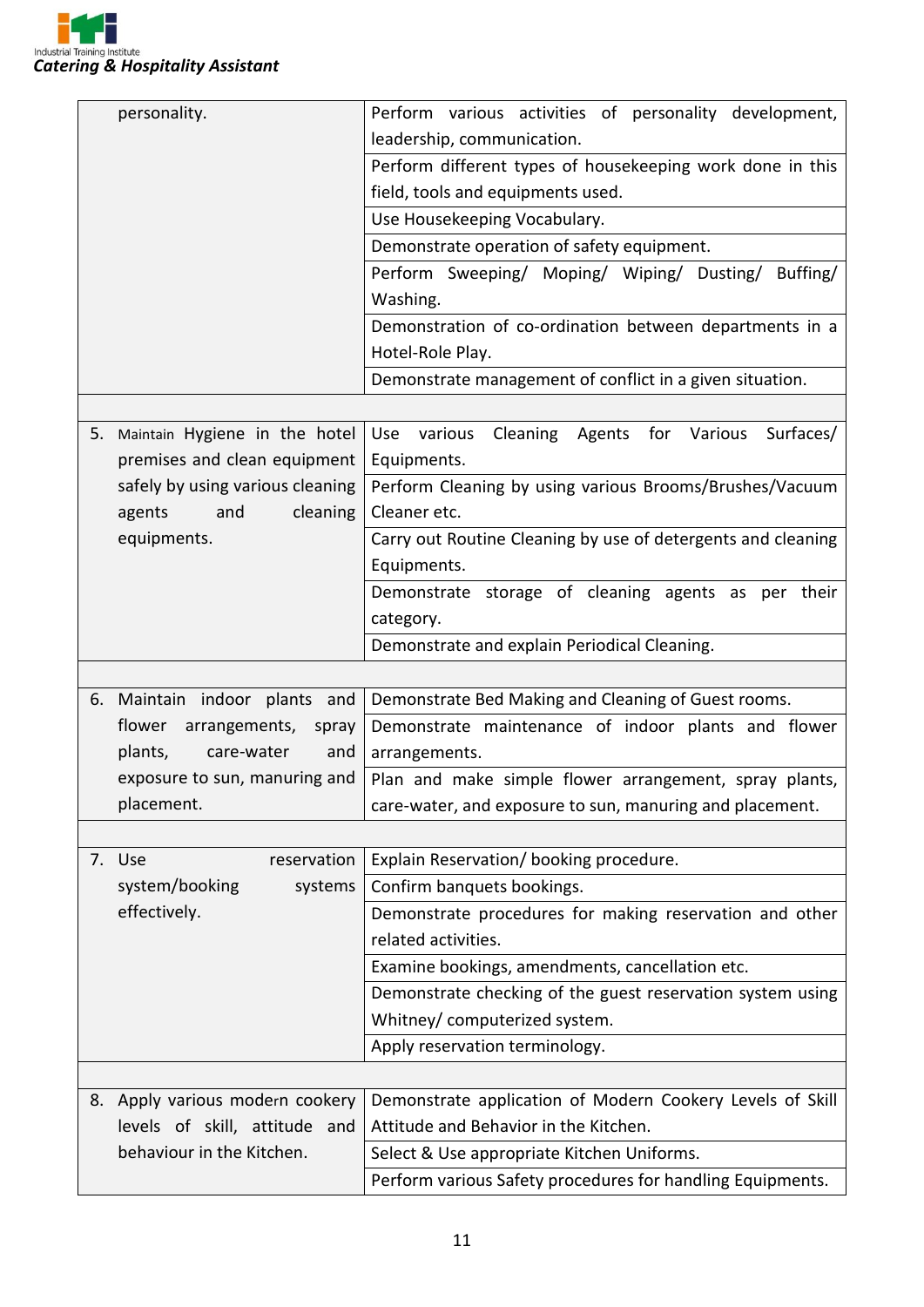| | |
|---|---|
| personality. | Perform various activities of personality development, leadership, communication. |
| | Perform different types of housekeeping work done in this field, tools and equipments used. |
| | Use Housekeeping Vocabulary. |
| | Demonstrate operation of safety equipment. |
| | Perform Sweeping/ Moping/ Wiping/ Dusting/ Buffing/ Washing. |
| | Demonstration of co-ordination between departments in a Hotel-Role Play. |
| | Demonstrate management of conflict in a given situation. |
| | |
| 5. Maintain Hygiene in the hotel premises and clean equipment safely by using various cleaning agents and cleaning equipments. | Use various Cleaning Agents for Various Surfaces/ Equipments. |
| | Perform Cleaning by using various Brooms/Brushes/Vacuum Cleaner etc. |
| | Carry out Routine Cleaning by use of detergents and cleaning Equipments. |
| | Demonstrate storage of cleaning agents as per their category. |
| | Demonstrate and explain Periodical Cleaning. |
| | |
| 6. Maintain indoor plants and flower arrangements, spray plants, care-water and exposure to sun, manuring and placement. | Demonstrate Bed Making and Cleaning of Guest rooms. |
| | Demonstrate maintenance of indoor plants and flower arrangements. |
| | Plan and make simple flower arrangement, spray plants, care-water, and exposure to sun, manuring and placement. |
| | |
| 7. Use reservation system/booking systems effectively. | Explain Reservation/ booking procedure. |
| | Confirm banquets bookings. |
| | Demonstrate procedures for making reservation and other related activities. |
| | Examine bookings, amendments, cancellation etc. |
| | Demonstrate checking of the guest reservation system using Whitney/ computerized system. |
| | Apply reservation terminology. |
| | |
| 8. Apply various modern cookery levels of skill, attitude and behaviour in the Kitchen. | Demonstrate application of Modern Cookery Levels of Skill Attitude and Behavior in the Kitchen. |
| | Select & Use appropriate Kitchen Uniforms. |
| | Perform various Safety procedures for handling Equipments. |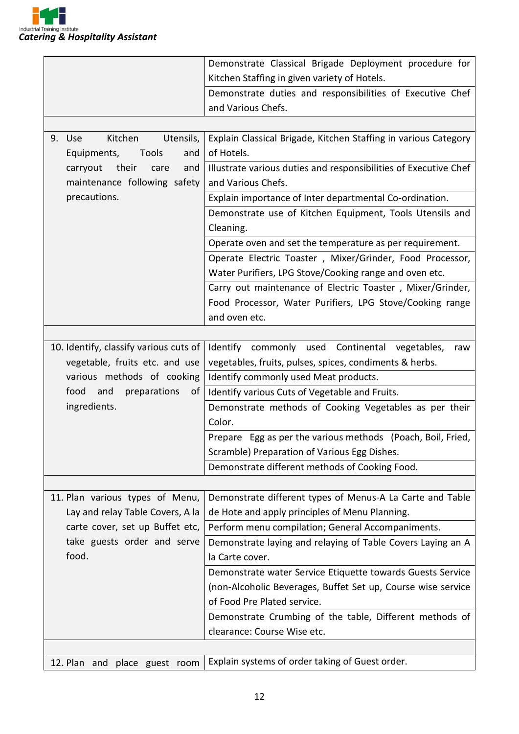| | |
|---|---|
| | Demonstrate Classical Brigade Deployment procedure for Kitchen Staffing in given variety of Hotels. |
| | Demonstrate duties and responsibilities of Executive Chef and Various Chefs. |
| | |
| 9. Use Kitchen Utensils, Equipments, Tools and carryout their care and maintenance following safety precautions. | Explain Classical Brigade, Kitchen Staffing in various Category of Hotels. |
| | Illustrate various duties and responsibilities of Executive Chef and Various Chefs. |
| | Explain importance of Inter departmental Co-ordination. |
| | Demonstrate use of Kitchen Equipment, Tools Utensils and Cleaning. |
| | Operate oven and set the temperature as per requirement. |
| | Operate Electric Toaster , Mixer/Grinder, Food Processor, Water Purifiers, LPG Stove/Cooking range and oven etc. |
| | Carry out maintenance of Electric Toaster , Mixer/Grinder, Food Processor, Water Purifiers, LPG Stove/Cooking range and oven etc. |
| | |
| 10. Identify, classify various cuts of vegetable, fruits etc. and use various methods of cooking food and preparations of ingredients. | Identify commonly used Continental vegetables, raw vegetables, fruits, pulses, spices, condiments & herbs. |
| | Identify commonly used Meat products. |
| | Identify various Cuts of Vegetable and Fruits. |
| | Demonstrate methods of Cooking Vegetables as per their Color. |
| | Prepare Egg as per the various methods (Poach, Boil, Fried, Scramble) Preparation of Various Egg Dishes. |
| | Demonstrate different methods of Cooking Food. |
| | |
| 11. Plan various types of Menu, Lay and relay Table Covers, A la carte cover, set up Buffet etc, take guests order and serve food. | Demonstrate different types of Menus-A La Carte and Table de Hote and apply principles of Menu Planning. |
| | Perform menu compilation; General Accompaniments. |
| | Demonstrate laying and relaying of Table Covers Laying an A la Carte cover. |
| | Demonstrate water Service Etiquette towards Guests Service (non-Alcoholic Beverages, Buffet Set up, Course wise service of Food Pre Plated service. |
| | Demonstrate Crumbing of the table, Different methods of clearance: Course Wise etc. |
| | |
| 12. Plan and place guest room | Explain systems of order taking of Guest order. |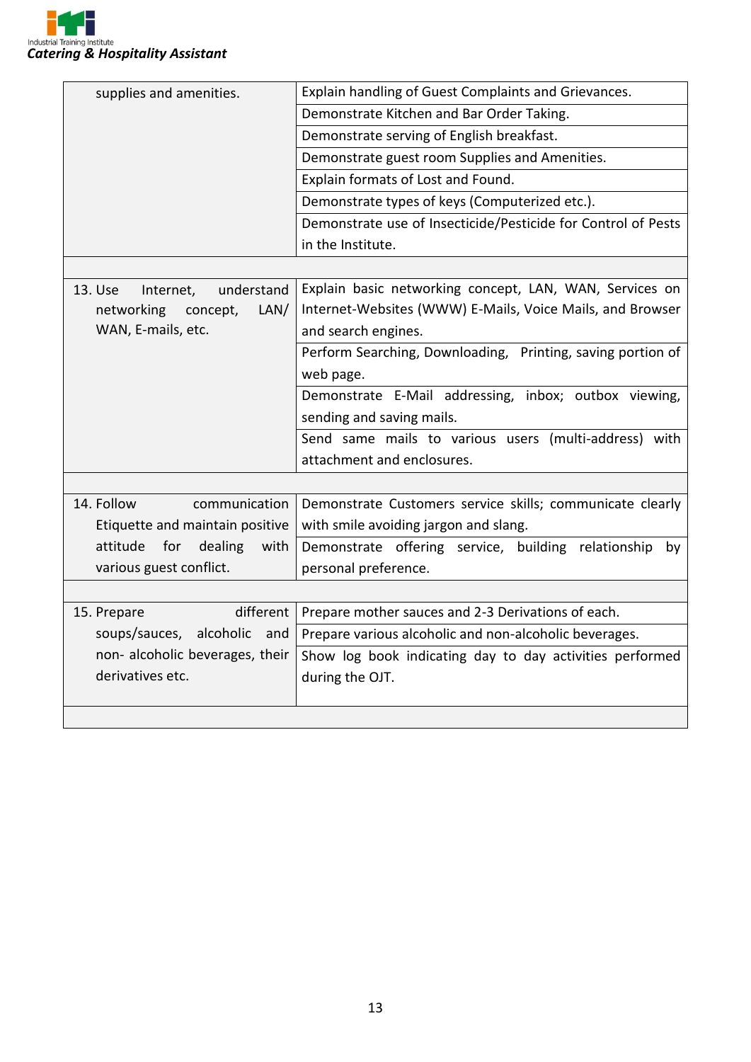| | |
|---|---|
| supplies and amenities. | Explain handling of Guest Complaints and Grievances. |
| | Demonstrate Kitchen and Bar Order Taking. |
| | Demonstrate serving of English breakfast. |
| | Demonstrate guest room Supplies and Amenities. |
| | Explain formats of Lost and Found. |
| | Demonstrate types of keys (Computerized etc.). |
| | Demonstrate use of Insecticide/Pesticide for Control of Pests in the Institute. |
| | |
| 13. Use Internet, understand networking concept, LAN/ WAN, E-mails, etc. | Explain basic networking concept, LAN, WAN, Services on Internet-Websites (WWW) E-Mails, Voice Mails, and Browser and search engines. |
| | Perform Searching, Downloading, Printing, saving portion of web page. |
| | Demonstrate E-Mail addressing, inbox; outbox viewing, sending and saving mails. |
| | Send same mails to various users (multi-address) with attachment and enclosures. |
| | |
| 14. Follow communication Etiquette and maintain positive attitude for dealing with various guest conflict. | Demonstrate Customers service skills; communicate clearly with smile avoiding jargon and slang. |
| | Demonstrate offering service, building relationship by personal preference. |
| | |
| 15. Prepare different soups/sauces, alcoholic and non- alcoholic beverages, their derivatives etc. | Prepare mother sauces and 2-3 Derivations of each. |
| | Prepare various alcoholic and non-alcoholic beverages. |
| | Show log book indicating day to day activities performed during the OJT. |
| | |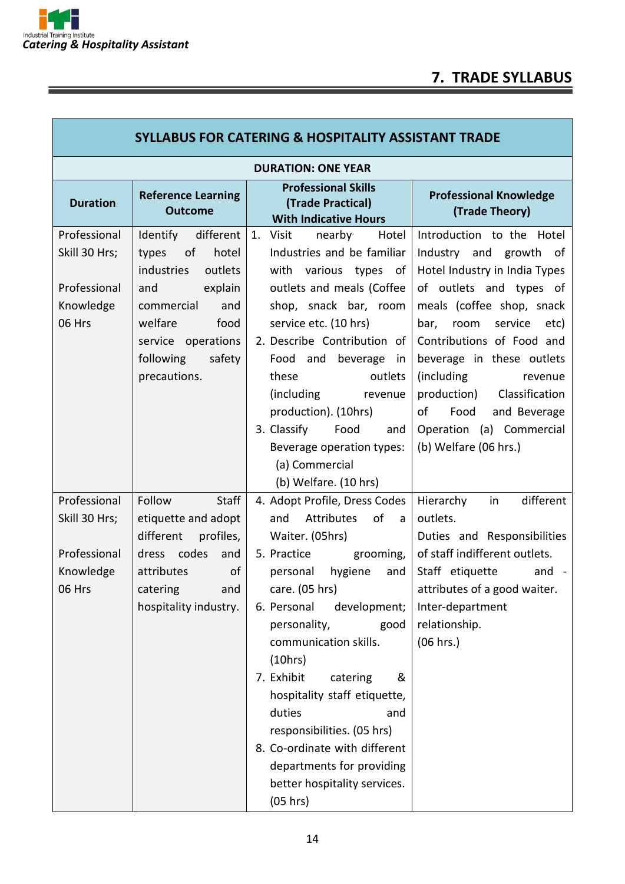## 7. TRADE SYLLABUS

| SYLLABUS FOR CATERING & HOSPITALITY ASSISTANT TRADE | | | |
|---|---|---|---|
| **DURATION: ONE YEAR** | | | |
| **Duration** | **Reference Learning Outcome** | **Professional Skills (Trade Practical) With Indicative Hours** | **Professional Knowledge (Trade Theory)** |
| Professional Skill 30 Hrs;<br><br>Professional Knowledge 06 Hrs | Identify different types of hotel industries outlets and explain commercial and welfare food service operations following safety precautions. | 1. Visit nearby Hotel Industries and be familiar with various types of outlets and meals (Coffee shop, snack bar, room service etc. (10 hrs)<br>2. Describe Contribution of Food and beverage in these outlets (including revenue production). (10hrs)<br>3. Classify Food and Beverage operation types:<br>(a) Commercial<br>(b) Welfare. (10 hrs) | Introduction to the Hotel Industry and growth of Hotel Industry in India Types of outlets and types of meals (coffee shop, snack bar, room service etc) Contributions of Food and beverage in these outlets (including revenue production) Classification of Food and Beverage Operation (a) Commercial (b) Welfare (06 hrs.) |
| Professional Skill 30 Hrs;<br><br>Professional Knowledge 06 Hrs | Follow Staff etiquette and adopt different profiles, dress codes and attributes of catering and hospitality industry. | 4. Adopt Profile, Dress Codes and Attributes of a Waiter. (05hrs)<br>5. Practice grooming, personal hygiene and care. (05 hrs)<br>6. Personal development; personality, good communication skills. (10hrs)<br>7. Exhibit catering & hospitality staff etiquette, duties and responsibilities. (05 hrs)<br>8. Co-ordinate with different departments for providing better hospitality services. (05 hrs) | Hierarchy in different outlets.<br>Duties and Responsibilities of staff indifferent outlets.<br>Staff etiquette and - attributes of a good waiter.<br>Inter-department relationship.<br>(06 hrs.) |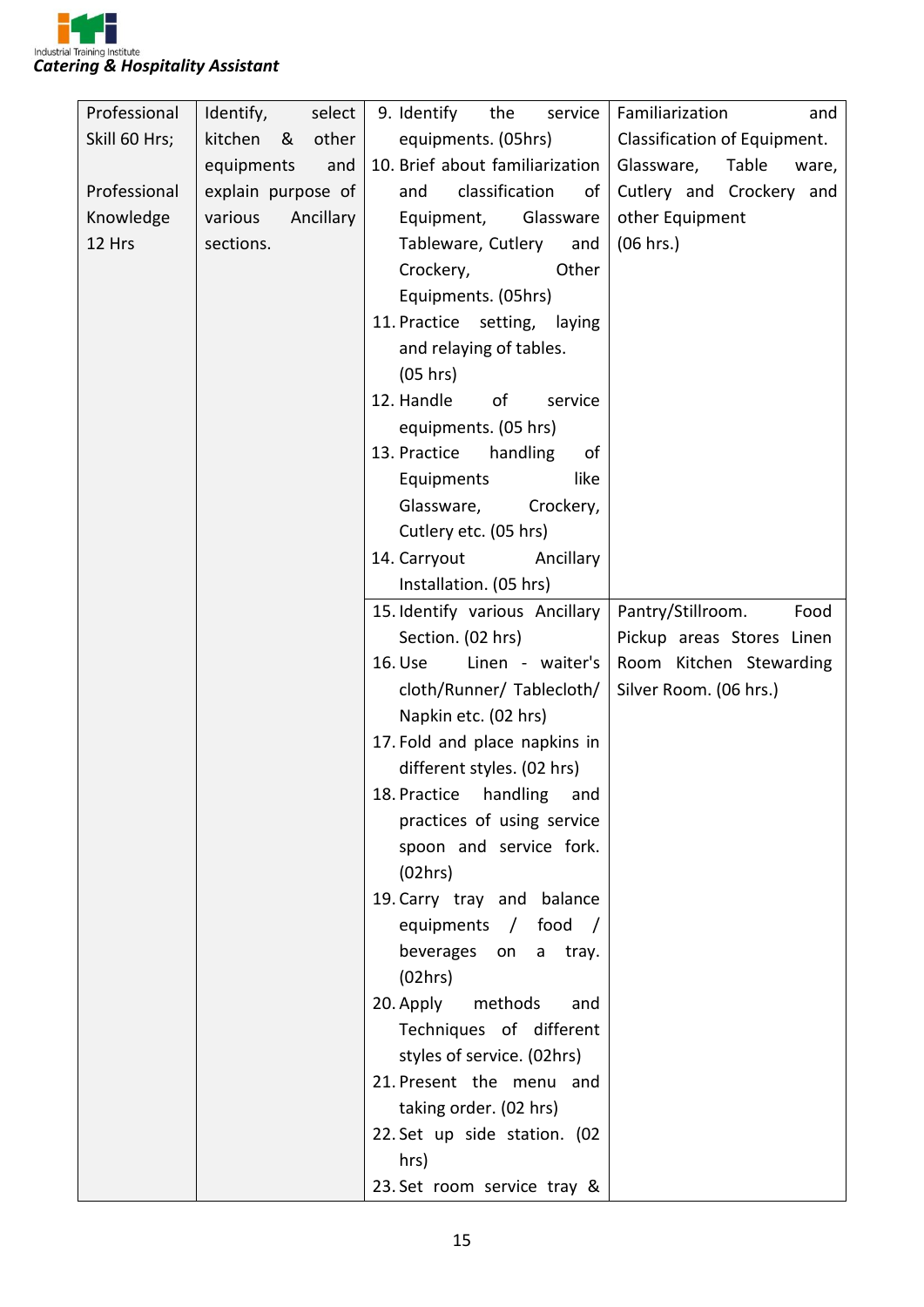| Professional Skill 60 Hrs; Professional Knowledge 12 Hrs | Identify, select kitchen & other equipments and explain purpose of various Ancillary sections. | 9. Identify the service equipments. (05hrs)<br>10. Brief about familiarization and classification of Equipment, Glassware Tableware, Cutlery and Crockery, Other Equipments. (05hrs)<br>11. Practice setting, laying and relaying of tables. (05 hrs)<br>12. Handle of service equipments. (05 hrs)<br>13. Practice handling of Equipments like Glassware, Crockery, Cutlery etc. (05 hrs)<br>14. Carryout Ancillary Installation. (05 hrs) | Familiarization and Classification of Equipment. Glassware, Table ware, Cutlery and Crockery and other Equipment (06 hrs.) |
|---|---|---|---|
| | | 15. Identify various Ancillary Section. (02 hrs)<br>16. Use Linen - waiter's cloth/Runner/ Tablecloth/ Napkin etc. (02 hrs)<br>17. Fold and place napkins in different styles. (02 hrs)<br>18. Practice handling and practices of using service spoon and service fork. (02hrs)<br>19. Carry tray and balance equipments / food / beverages on a tray. (02hrs)<br>20. Apply methods and Techniques of different styles of service. (02hrs)<br>21. Present the menu and taking order. (02 hrs)<br>22. Set up side station. (02 hrs)<br>23. Set room service tray & | Pantry/Stillroom. Food Pickup areas Stores Linen Room Kitchen Stewarding Silver Room. (06 hrs.) |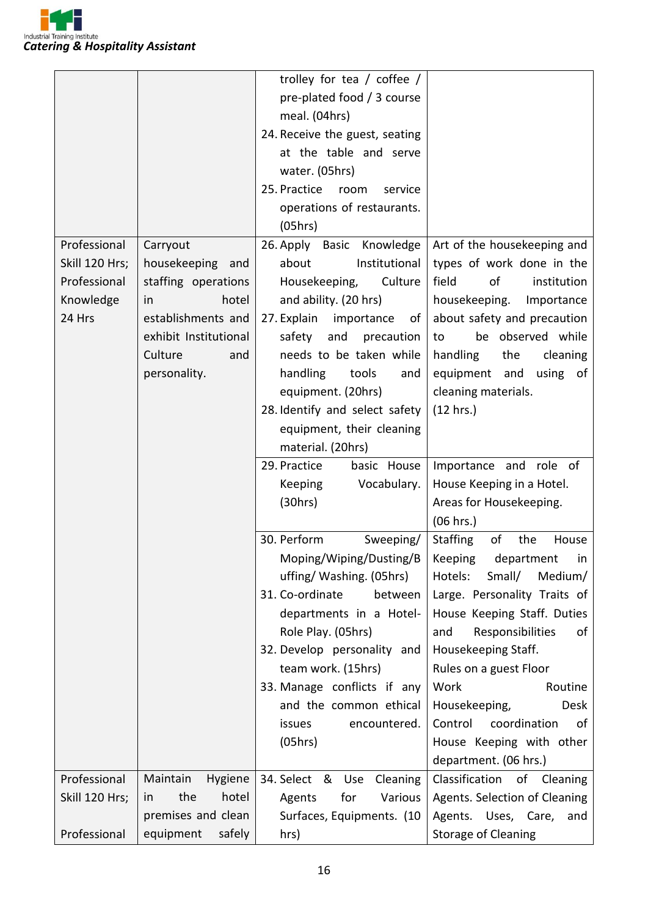| | | | |
|---|---|---|---|
| | | trolley for tea / coffee / pre-plated food / 3 course meal. (04hrs)<br>24. Receive the guest, seating at the table and serve water. (05hrs)<br>25. Practice room service operations of restaurants. (05hrs) | |
| Professional Skill 120 Hrs;<br>Professional Knowledge 24 Hrs | Carryout housekeeping and staffing operations in hotel establishments and exhibit Institutional Culture and personality. | 26. Apply Basic Knowledge about Institutional Housekeeping, Culture and ability. (20 hrs)<br>27. Explain importance of safety and precaution needs to be taken while handling tools and equipment. (20hrs)<br>28. Identify and select safety equipment, their cleaning material. (20hrs) | Art of the housekeeping and types of work done in the field of institution housekeeping. Importance about safety and precaution to be observed while handling the cleaning equipment and using of cleaning materials.<br>(12 hrs.) |
| | | 29. Practice basic House Keeping Vocabulary. (30hrs) | Importance and role of House Keeping in a Hotel.<br>Areas for Housekeeping.<br>(06 hrs.) |
| | | 30. Perform Sweeping/ Moping/Wiping/Dusting/Buffing/ Washing. (05hrs)<br>31. Co-ordinate between departments in a Hotel- Role Play. (05hrs)<br>32. Develop personality and team work. (15hrs)<br>33. Manage conflicts if any and the common ethical issues encountered. (05hrs) | Staffing of the House Keeping department in Hotels: Small/ Medium/ Large. Personality Traits of House Keeping Staff. Duties and Responsibilities of Housekeeping Staff.<br>Rules on a guest Floor<br>Work Routine Housekeeping, Desk Control coordination of House Keeping with other department. (06 hrs.) |
| Professional Skill 120 Hrs;<br><br>Professional | Maintain Hygiene in the hotel premises and clean equipment safely | 34. Select & Use Cleaning Agents for Various Surfaces, Equipments. (10 hrs) | Classification of Cleaning Agents. Selection of Cleaning Agents. Uses, Care, and Storage of Cleaning |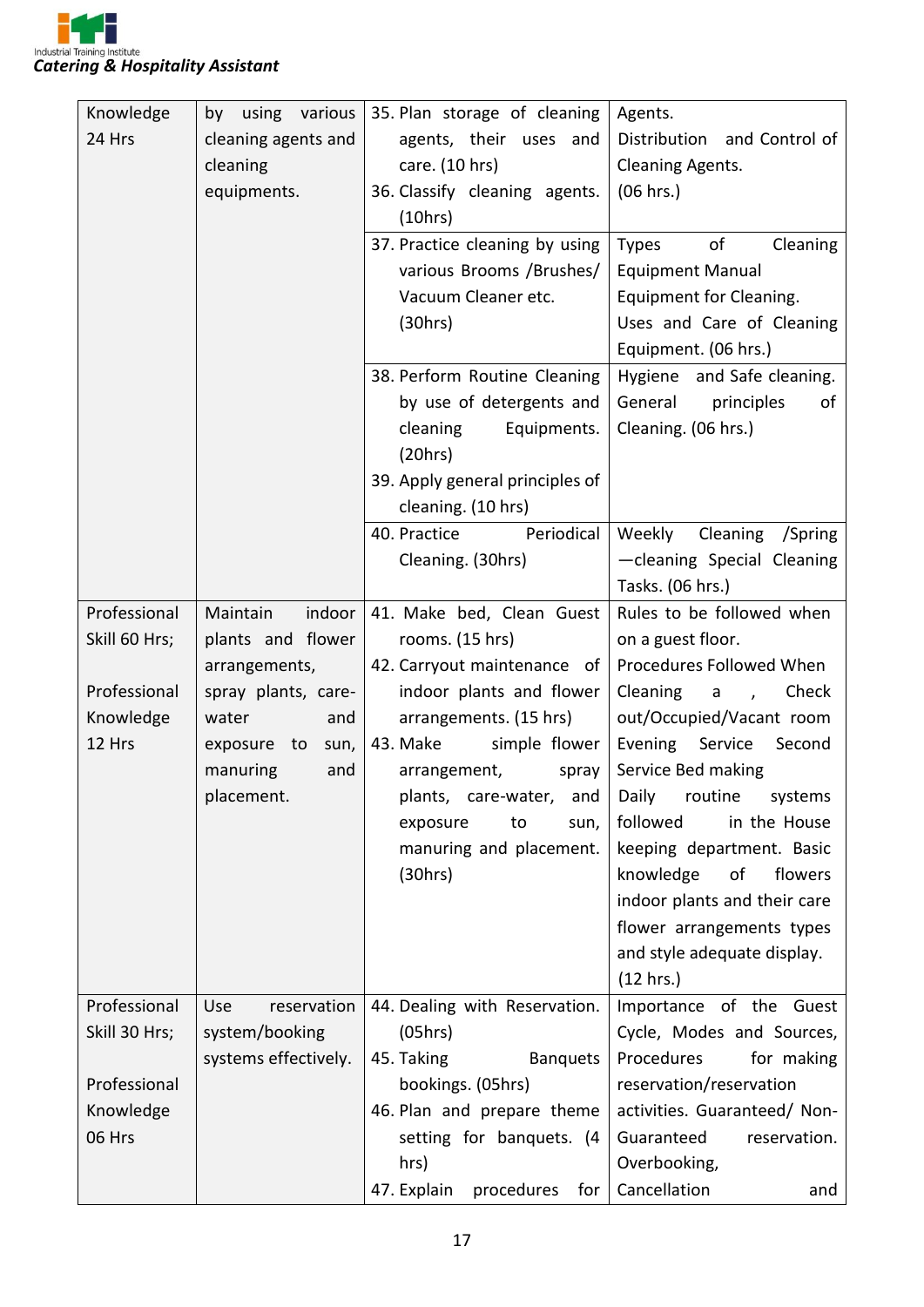| Knowledge 24 Hrs | by using various cleaning agents and cleaning equipments. | 35. Plan storage of cleaning agents, their uses and care. (10 hrs)<br>36. Classify cleaning agents. (10hrs) | Agents. Distribution and Control of Cleaning Agents. (06 hrs.) |
|---|---|---|---|
| | | 37. Practice cleaning by using various Brooms /Brushes/ Vacuum Cleaner etc. (30hrs) | Types of Cleaning Equipment Manual Equipment for Cleaning. Uses and Care of Cleaning Equipment. (06 hrs.) |
| | | 38. Perform Routine Cleaning by use of detergents and cleaning Equipments. (20hrs)<br>39. Apply general principles of cleaning. (10 hrs) | Hygiene and Safe cleaning. General principles of Cleaning. (06 hrs.) |
| | | 40. Practice Periodical Cleaning. (30hrs) | Weekly Cleaning /Spring —cleaning Special Cleaning Tasks. (06 hrs.) |
| Professional Skill 60 Hrs;<br><br>Professional Knowledge 12 Hrs | Maintain indoor plants and flower arrangements, spray plants, care-water and exposure to sun, manuring and placement. | 41. Make bed, Clean Guest rooms. (15 hrs)<br>42. Carryout maintenance of indoor plants and flower arrangements. (15 hrs)<br>43. Make simple flower arrangement, spray plants, care-water, and exposure to sun, manuring and placement. (30hrs) | Rules to be followed when on a guest floor. Procedures Followed When Cleaning a , Check out/Occupied/Vacant room Evening Service Second Service Bed making Daily routine systems followed in the House keeping department. Basic knowledge of flowers indoor plants and their care flower arrangements types and style adequate display. (12 hrs.) |
| Professional Skill 30 Hrs;<br><br>Professional Knowledge 06 Hrs | Use reservation system/booking systems effectively. | 44. Dealing with Reservation. (05hrs)<br>45. Taking Banquets bookings. (05hrs)<br>46. Plan and prepare theme setting for banquets. (4 hrs)<br>47. Explain procedures for | Importance of the Guest Cycle, Modes and Sources, Procedures for making reservation/reservation activities. Guaranteed/ Non-Guaranteed reservation. Overbooking, Cancellation and |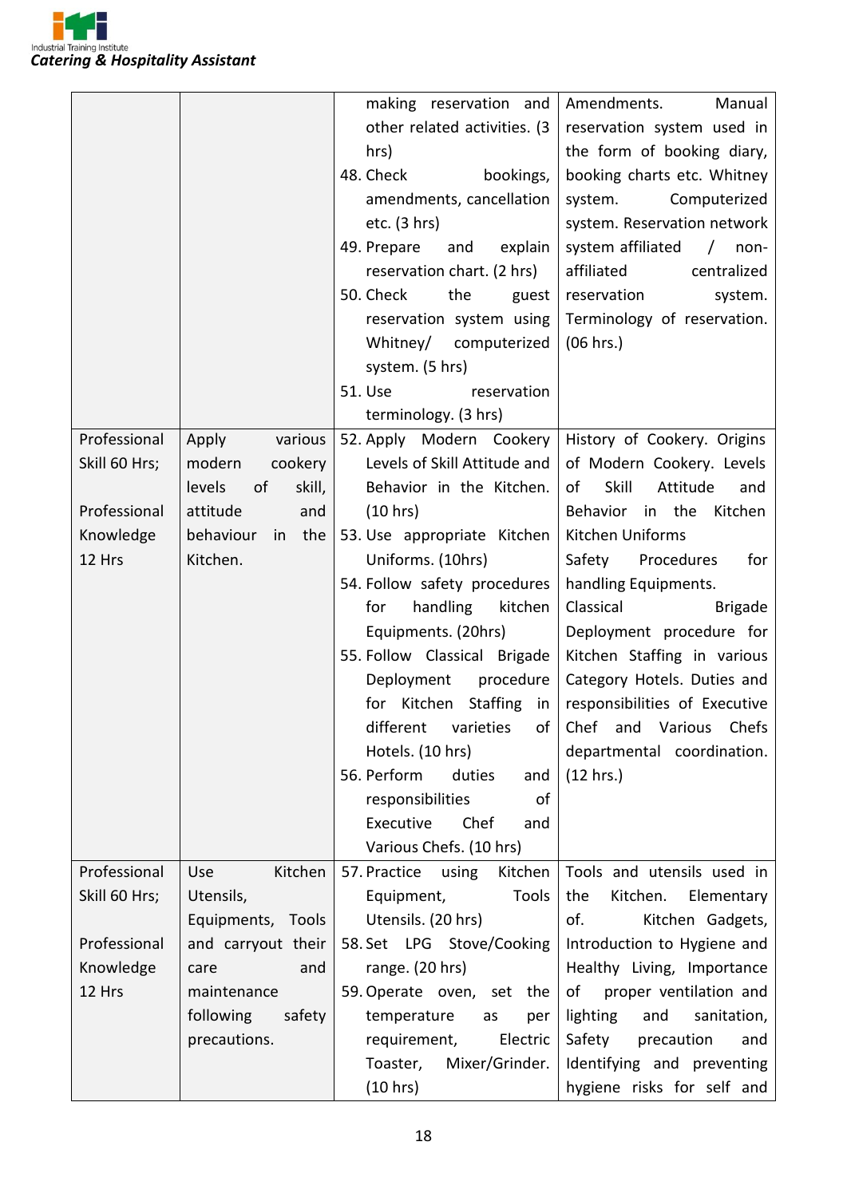| | | | |
|---|---|---|---|
| | | making reservation and other related activities. (3 hrs)<br>48. Check bookings, amendments, cancellation etc. (3 hrs)<br>49. Prepare and explain reservation chart. (2 hrs)<br>50. Check the guest reservation system using Whitney/ computerized system. (5 hrs)<br>51. Use reservation terminology. (3 hrs) | Amendments. Manual reservation system used in the form of booking diary, booking charts etc. Whitney system. Computerized system. Reservation network system affiliated / non-affiliated centralized reservation system. Terminology of reservation. (06 hrs.) |
| Professional Skill 60 Hrs;<br><br>Professional Knowledge 12 Hrs | Apply various modern cookery levels of skill, attitude and behaviour in the Kitchen. | 52. Apply Modern Cookery Levels of Skill Attitude and Behavior in the Kitchen. (10 hrs)<br>53. Use appropriate Kitchen Uniforms. (10hrs)<br>54. Follow safety procedures for handling kitchen Equipments. (20hrs)<br>55. Follow Classical Brigade Deployment procedure for Kitchen Staffing in different varieties of Hotels. (10 hrs)<br>56. Perform duties and responsibilities of Executive Chef and Various Chefs. (10 hrs) | History of Cookery. Origins of Modern Cookery. Levels of Skill Attitude and Behavior in the Kitchen<br>Kitchen Uniforms<br>Safety Procedures for handling Equipments.<br>Classical Brigade Deployment procedure for Kitchen Staffing in various Category Hotels. Duties and responsibilities of Executive Chef and Various Chefs departmental coordination. (12 hrs.) |
| Professional Skill 60 Hrs;<br><br>Professional Knowledge 12 Hrs | Use Kitchen Utensils, Equipments, Tools and carryout their care and maintenance following safety precautions. | 57. Practice using Kitchen Equipment, Tools Utensils. (20 hrs)<br>58. Set LPG Stove/Cooking range. (20 hrs)<br>59. Operate oven, set the temperature as per requirement, Electric Toaster, Mixer/Grinder. (10 hrs) | Tools and utensils used in the Kitchen. Elementary of. Kitchen Gadgets, Introduction to Hygiene and Healthy Living, Importance of proper ventilation and lighting and sanitation, Safety precaution and Identifying and preventing hygiene risks for self and |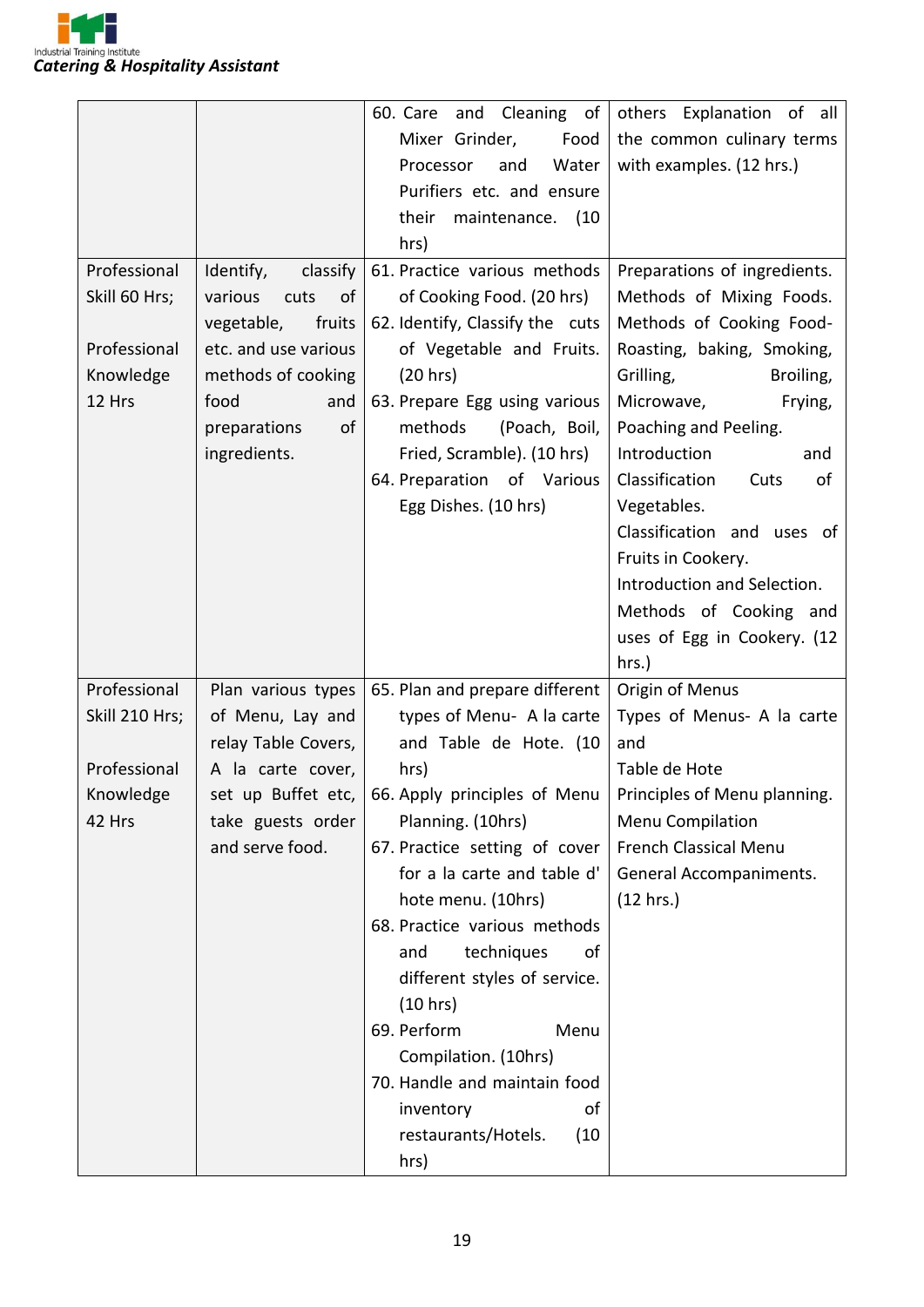| | | | |
|---|---|---|---|
| | | 60. Care and Cleaning of Mixer Grinder, Food Processor and Water Purifiers etc. and ensure their maintenance. (10 hrs) | others Explanation of all the common culinary terms with examples. (12 hrs.) |
| Professional Skill 60 Hrs;<br><br>Professional Knowledge 12 Hrs | Identify, classify various cuts of vegetable, fruits etc. and use various methods of cooking food and preparations of ingredients. | 61. Practice various methods of Cooking Food. (20 hrs)<br>62. Identify, Classify the cuts of Vegetable and Fruits. (20 hrs)<br>63. Prepare Egg using various methods (Poach, Boil, Fried, Scramble). (10 hrs)<br>64. Preparation of Various Egg Dishes. (10 hrs) | Preparations of ingredients.<br>Methods of Mixing Foods.<br>Methods of Cooking Food- Roasting, baking, Smoking, Grilling, Broiling, Microwave, Frying, Poaching and Peeling.<br>Introduction and Classification Cuts of Vegetables.<br>Classification and uses of Fruits in Cookery.<br>Introduction and Selection.<br>Methods of Cooking and uses of Egg in Cookery. (12 hrs.) |
| Professional Skill 210 Hrs;<br><br>Professional Knowledge 42 Hrs | Plan various types of Menu, Lay and relay Table Covers, A la carte cover, set up Buffet etc, take guests order and serve food. | 65. Plan and prepare different types of Menu- A la carte and Table de Hote. (10 hrs)<br>66. Apply principles of Menu Planning. (10hrs)<br>67. Practice setting of cover for a la carte and table d' hote menu. (10hrs)<br>68. Practice various methods and techniques of different styles of service. (10 hrs)<br>69. Perform Menu Compilation. (10hrs)<br>70. Handle and maintain food inventory of restaurants/Hotels. (10 hrs) | Origin of Menus<br>Types of Menus- A la carte and<br>Table de Hote<br>Principles of Menu planning.<br>Menu Compilation<br>French Classical Menu<br>General Accompaniments. (12 hrs.) |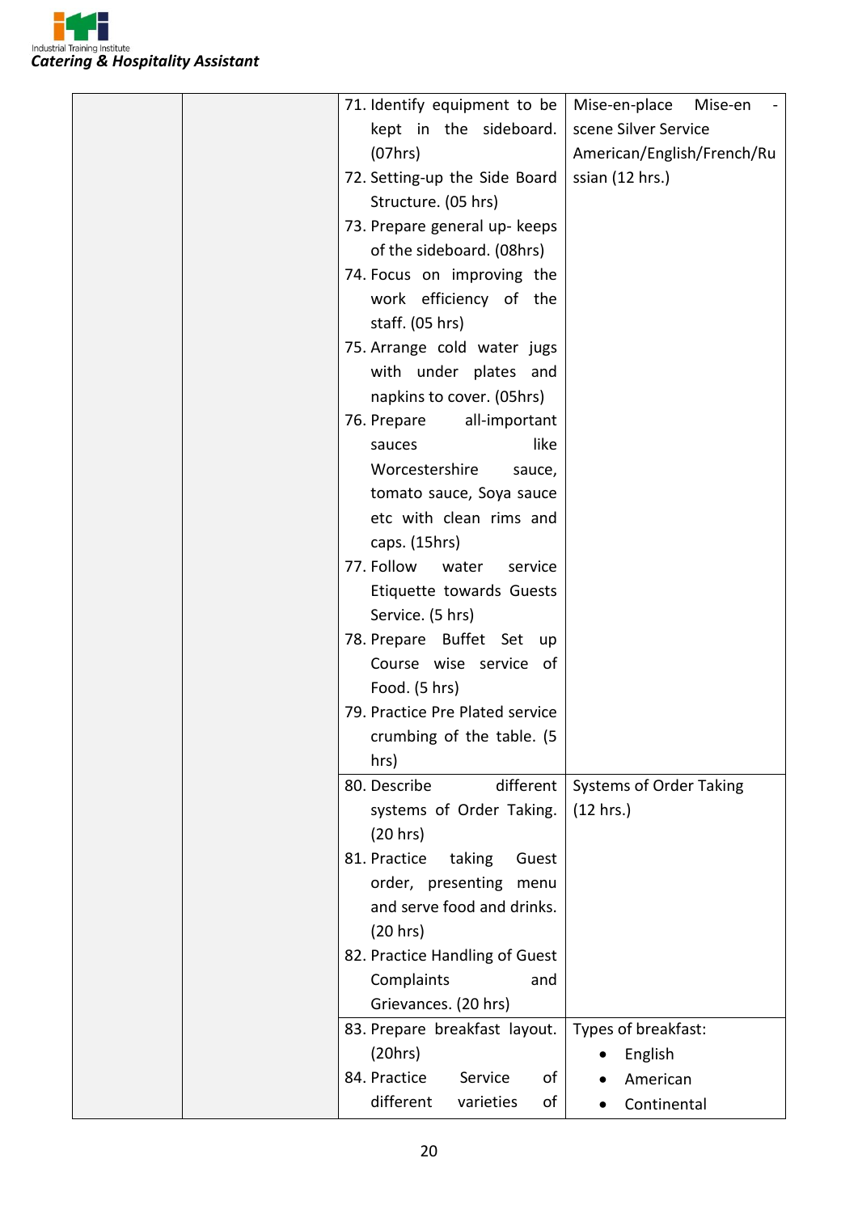| | | | |
|---|---|---|---|
| | | 71. Identify equipment to be kept in the sideboard. (07hrs)<br>72. Setting-up the Side Board Structure. (05 hrs)<br>73. Prepare general up- keeps of the sideboard. (08hrs)<br>74. Focus on improving the work efficiency of the staff. (05 hrs)<br>75. Arrange cold water jugs with under plates and napkins to cover. (05hrs)<br>76. Prepare all-important sauces like Worcestershire sauce, tomato sauce, Soya sauce etc with clean rims and caps. (15hrs)<br>77. Follow water service Etiquette towards Guests Service. (5 hrs)<br>78. Prepare Buffet Set up Course wise service of Food. (5 hrs)<br>79. Practice Pre Plated service crumbing of the table. (5 hrs) | Mise-en-place Mise-en - scene Silver Service American/English/French/Russian (12 hrs.) |
| | | 80. Describe different systems of Order Taking. (20 hrs)<br>81. Practice taking Guest order, presenting menu and serve food and drinks. (20 hrs)<br>82. Practice Handling of Guest Complaints and Grievances. (20 hrs) | Systems of Order Taking (12 hrs.) |
| | | 83. Prepare breakfast layout. (20hrs)<br>84. Practice Service of different varieties of | Types of breakfast:<br>• English<br>• American<br>• Continental |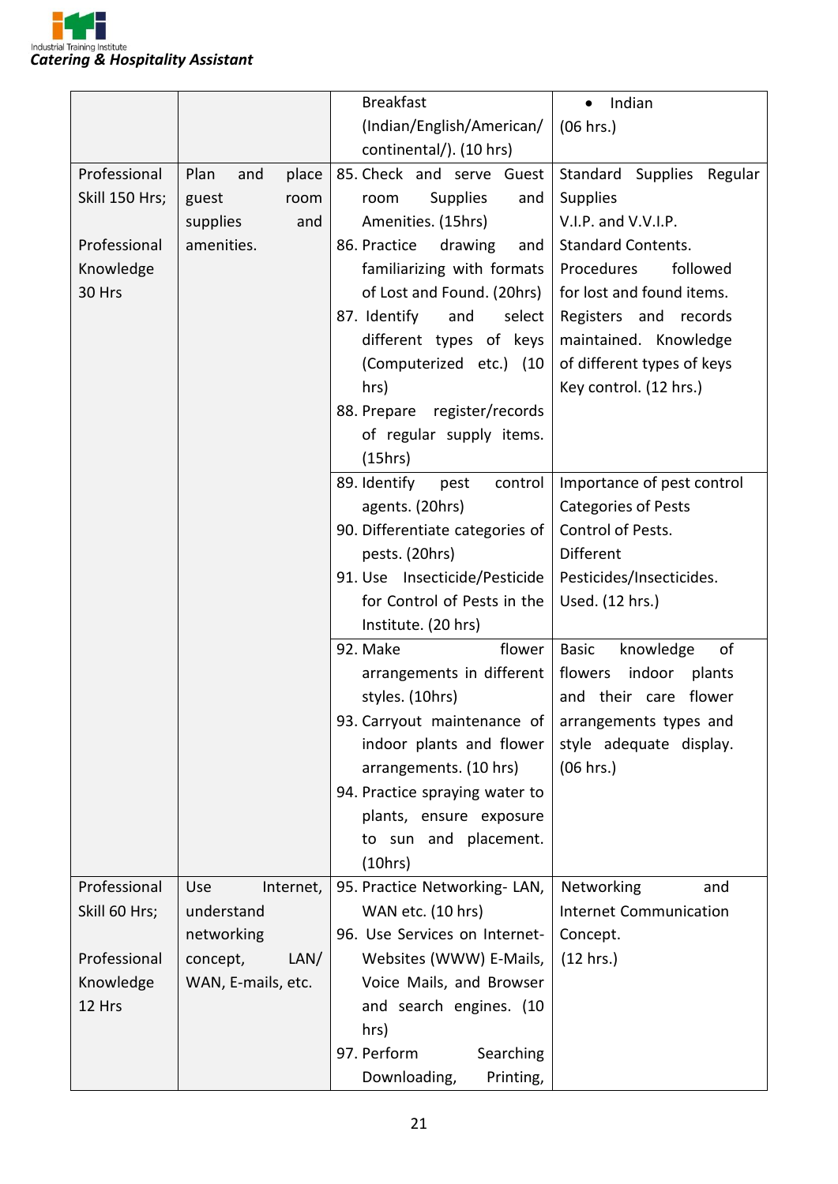| | | | |
|---|---|---|---|
| | | Breakfast (Indian/English/American/ continental/). (10 hrs) | • Indian<br>(06 hrs.) |
| Professional Skill 150 Hrs;<br><br>Professional Knowledge 30 Hrs | Plan and place guest room supplies and amenities. | 85. Check and serve Guest room Supplies and Amenities. (15hrs)<br>86. Practice drawing and familiarizing with formats of Lost and Found. (20hrs)<br>87. Identify and select different types of keys (Computerized etc.) (10 hrs)<br>88. Prepare register/records of regular supply items. (15hrs) | Standard Supplies Regular Supplies<br>V.I.P. and V.V.I.P.<br>Standard Contents.<br>Procedures followed for lost and found items.<br>Registers and records maintained. Knowledge of different types of keys Key control. (12 hrs.) |
| | | 89. Identify pest control agents. (20hrs)<br>90. Differentiate categories of pests. (20hrs)<br>91. Use Insecticide/Pesticide for Control of Pests in the Institute. (20 hrs) | Importance of pest control Categories of Pests Control of Pests.<br>Different Pesticides/Insecticides. Used. (12 hrs.) |
| | | 92. Make flower arrangements in different styles. (10hrs)<br>93. Carryout maintenance of indoor plants and flower arrangements. (10 hrs)<br>94. Practice spraying water to plants, ensure exposure to sun and placement. (10hrs) | Basic knowledge of flowers indoor plants and their care flower arrangements types and style adequate display. (06 hrs.) |
| Professional Skill 60 Hrs;<br><br>Professional Knowledge 12 Hrs | Use Internet, understand networking concept, LAN/ WAN, E-mails, etc. | 95. Practice Networking- LAN, WAN etc. (10 hrs)<br>96. Use Services on Internet- Websites (WWW) E-Mails, Voice Mails, and Browser and search engines. (10 hrs)<br>97. Perform Searching Downloading, Printing, | Networking and Internet Communication Concept.<br>(12 hrs.) |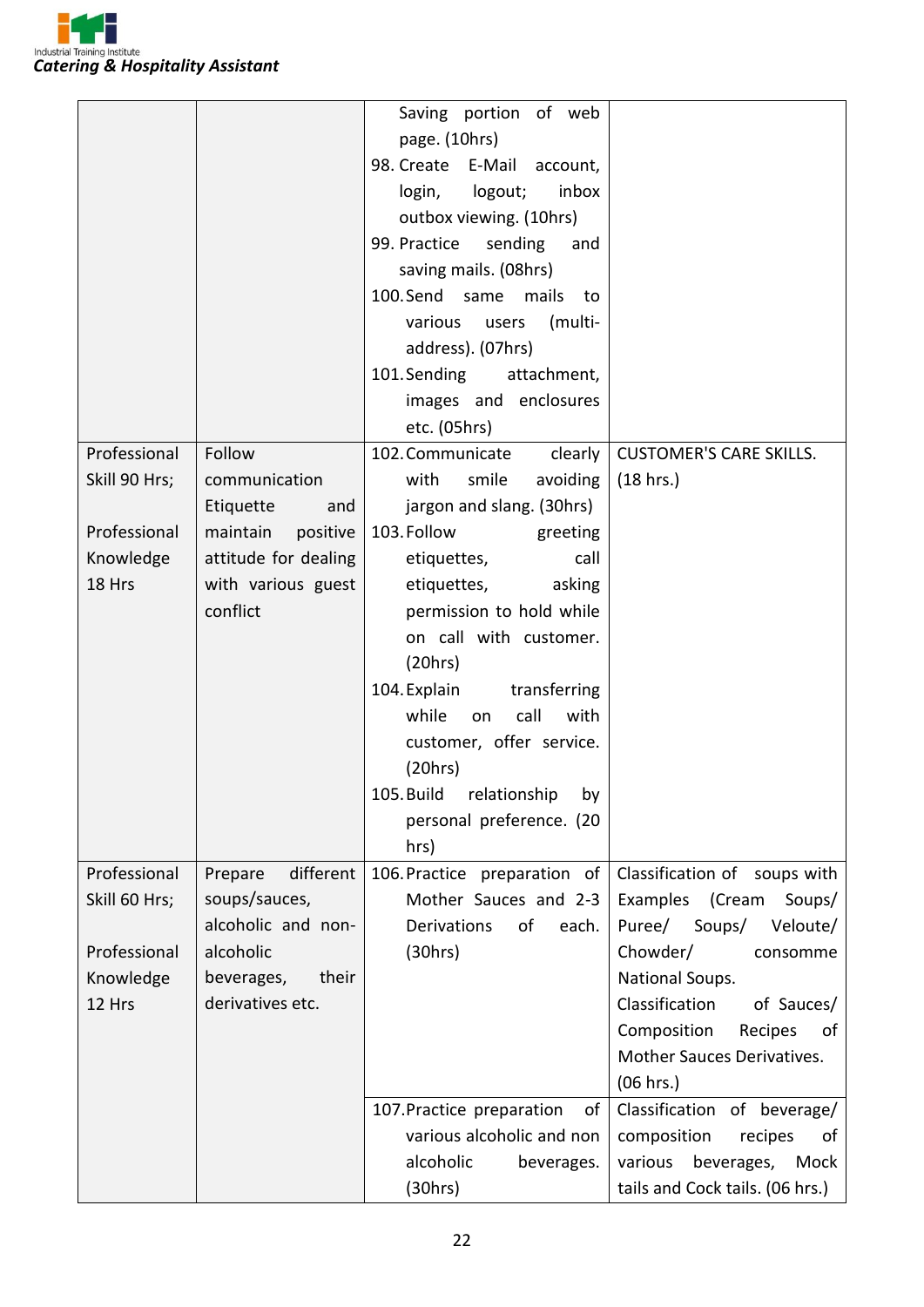| | | | |
|---|---|---|---|
| | | Saving portion of web page. (10hrs)<br>98. Create E-Mail account, login, logout; inbox outbox viewing. (10hrs)<br>99. Practice sending and saving mails. (08hrs)<br>100. Send same mails to various users (multi-address). (07hrs)<br>101. Sending attachment, images and enclosures etc. (05hrs) | |
| Professional Skill 90 Hrs;<br><br>Professional Knowledge 18 Hrs | Follow communication Etiquette and maintain positive attitude for dealing with various guest conflict | 102. Communicate clearly with smile avoiding jargon and slang. (30hrs)<br>103. Follow greeting etiquettes, call etiquettes, asking permission to hold while on call with customer. (20hrs)<br>104. Explain transferring while on call with customer, offer service. (20hrs)<br>105. Build relationship by personal preference. (20 hrs) | CUSTOMER'S CARE SKILLS. (18 hrs.) |
| Professional Skill 60 Hrs;<br><br>Professional Knowledge 12 Hrs | Prepare different soups/sauces, alcoholic and non-alcoholic beverages, their derivatives etc. | 106. Practice preparation of Mother Sauces and 2-3 Derivations of each. (30hrs) | Classification of soups with Examples (Cream Soups/ Puree/ Soups/ Veloute/ Chowder/ consomme National Soups.<br>Classification of Sauces/ Composition Recipes of Mother Sauces Derivatives. (06 hrs.) |
| | | 107. Practice preparation of various alcoholic and non alcoholic beverages. (30hrs) | Classification of beverage/ composition recipes of various beverages, Mock tails and Cock tails. (06 hrs.) |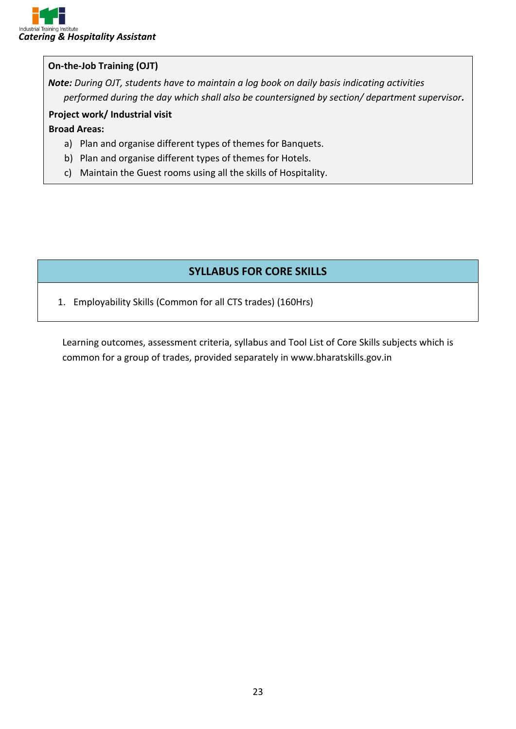**On-the-Job Training (OJT)**

***Note:*** *During OJT, students have to maintain a log book on daily basis indicating activities performed during the day which shall also be countersigned by section/ department supervisor*.

**Project work/ Industrial visit**

**Broad Areas:**

a) Plan and organise different types of themes for Banquets.
b) Plan and organise different types of themes for Hotels.
c) Maintain the Guest rooms using all the skills of Hospitality.

## SYLLABUS FOR CORE SKILLS

1. Employability Skills (Common for all CTS trades) (160Hrs)

Learning outcomes, assessment criteria, syllabus and Tool List of Core Skills subjects which is common for a group of trades, provided separately in www.bharatskills.gov.in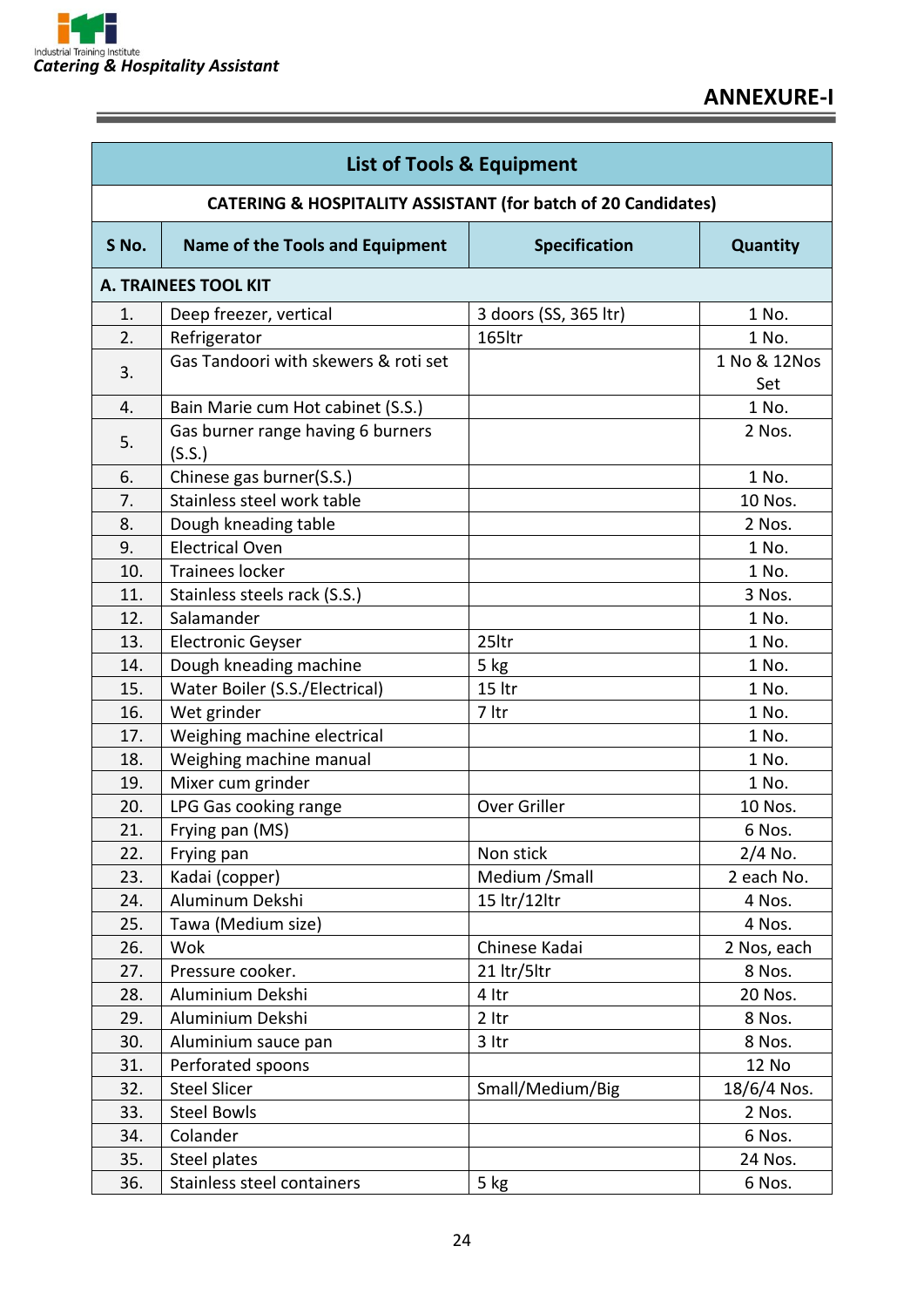## ANNEXURE-I

| List of Tools & Equipment | | | |
|---|---|---|---|
| **CATERING & HOSPITALITY ASSISTANT (for batch of 20 Candidates)** | | | |
| **S No.** | **Name of the Tools and Equipment** | **Specification** | **Quantity** |
| **A. TRAINEES TOOL KIT** | | | |
| 1. | Deep freezer, vertical | 3 doors (SS, 365 ltr) | 1 No. |
| 2. | Refrigerator | 165ltr | 1 No. |
| 3. | Gas Tandoori with skewers & roti set | | 1 No & 12Nos Set |
| 4. | Bain Marie cum Hot cabinet (S.S.) | | 1 No. |
| 5. | Gas burner range having 6 burners (S.S.) | | 2 Nos. |
| 6. | Chinese gas burner(S.S.) | | 1 No. |
| 7. | Stainless steel work table | | 10 Nos. |
| 8. | Dough kneading table | | 2 Nos. |
| 9. | Electrical Oven | | 1 No. |
| 10. | Trainees locker | | 1 No. |
| 11. | Stainless steels rack (S.S.) | | 3 Nos. |
| 12. | Salamander | | 1 No. |
| 13. | Electronic Geyser | 25ltr | 1 No. |
| 14. | Dough kneading machine | 5 kg | 1 No. |
| 15. | Water Boiler (S.S./Electrical) | 15 ltr | 1 No. |
| 16. | Wet grinder | 7 ltr | 1 No. |
| 17. | Weighing machine electrical | | 1 No. |
| 18. | Weighing machine manual | | 1 No. |
| 19. | Mixer cum grinder | | 1 No. |
| 20. | LPG Gas cooking range | Over Griller | 10 Nos. |
| 21. | Frying pan (MS) | | 6 Nos. |
| 22. | Frying pan | Non stick | 2/4 No. |
| 23. | Kadai (copper) | Medium /Small | 2 each No. |
| 24. | Aluminum Dekshi | 15 ltr/12ltr | 4 Nos. |
| 25. | Tawa (Medium size) | | 4 Nos. |
| 26. | Wok | Chinese Kadai | 2 Nos, each |
| 27. | Pressure cooker. | 21 ltr/5ltr | 8 Nos. |
| 28. | Aluminium Dekshi | 4 ltr | 20 Nos. |
| 29. | Aluminium Dekshi | 2 ltr | 8 Nos. |
| 30. | Aluminium sauce pan | 3 ltr | 8 Nos. |
| 31. | Perforated spoons | | 12 No |
| 32. | Steel Slicer | Small/Medium/Big | 18/6/4 Nos. |
| 33. | Steel Bowls | | 2 Nos. |
| 34. | Colander | | 6 Nos. |
| 35. | Steel plates | | 24 Nos. |
| 36. | Stainless steel containers | 5 kg | 6 Nos. |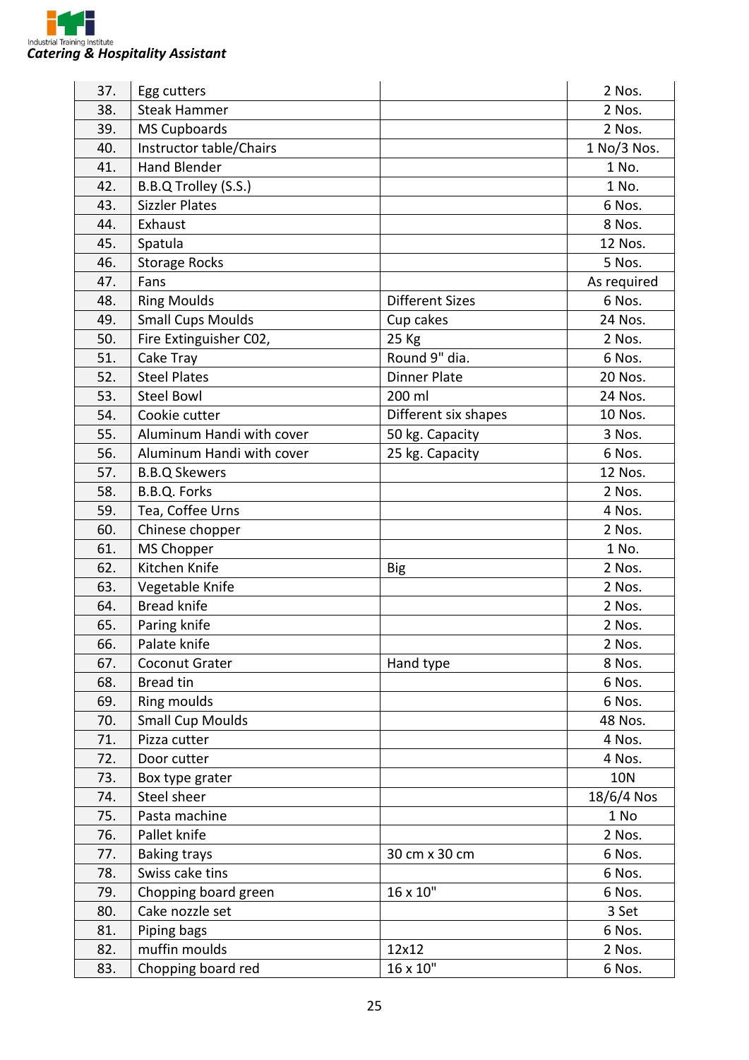| | | | |
|---|---|---|---|
| 37. | Egg cutters | | 2 Nos. |
| 38. | Steak Hammer | | 2 Nos. |
| 39. | MS Cupboards | | 2 Nos. |
| 40. | Instructor table/Chairs | | 1 No/3 Nos. |
| 41. | Hand Blender | | 1 No. |
| 42. | B.B.Q Trolley (S.S.) | | 1 No. |
| 43. | Sizzler Plates | | 6 Nos. |
| 44. | Exhaust | | 8 Nos. |
| 45. | Spatula | | 12 Nos. |
| 46. | Storage Rocks | | 5 Nos. |
| 47. | Fans | | As required |
| 48. | Ring Moulds | Different Sizes | 6 Nos. |
| 49. | Small Cups Moulds | Cup cakes | 24 Nos. |
| 50. | Fire Extinguisher C02, | 25 Kg | 2 Nos. |
| 51. | Cake Tray | Round 9" dia. | 6 Nos. |
| 52. | Steel Plates | Dinner Plate | 20 Nos. |
| 53. | Steel Bowl | 200 ml | 24 Nos. |
| 54. | Cookie cutter | Different six shapes | 10 Nos. |
| 55. | Aluminum Handi with cover | 50 kg. Capacity | 3 Nos. |
| 56. | Aluminum Handi with cover | 25 kg. Capacity | 6 Nos. |
| 57. | B.B.Q Skewers | | 12 Nos. |
| 58. | B.B.Q. Forks | | 2 Nos. |
| 59. | Tea, Coffee Urns | | 4 Nos. |
| 60. | Chinese chopper | | 2 Nos. |
| 61. | MS Chopper | | 1 No. |
| 62. | Kitchen Knife | Big | 2 Nos. |
| 63. | Vegetable Knife | | 2 Nos. |
| 64. | Bread knife | | 2 Nos. |
| 65. | Paring knife | | 2 Nos. |
| 66. | Palate knife | | 2 Nos. |
| 67. | Coconut Grater | Hand type | 8 Nos. |
| 68. | Bread tin | | 6 Nos. |
| 69. | Ring moulds | | 6 Nos. |
| 70. | Small Cup Moulds | | 48 Nos. |
| 71. | Pizza cutter | | 4 Nos. |
| 72. | Door cutter | | 4 Nos. |
| 73. | Box type grater | | 10N |
| 74. | Steel sheer | | 18/6/4 Nos |
| 75. | Pasta machine | | 1 No |
| 76. | Pallet knife | | 2 Nos. |
| 77. | Baking trays | 30 cm x 30 cm | 6 Nos. |
| 78. | Swiss cake tins | | 6 Nos. |
| 79. | Chopping board green | 16 x 10" | 6 Nos. |
| 80. | Cake nozzle set | | 3 Set |
| 81. | Piping bags | | 6 Nos. |
| 82. | muffin moulds | 12x12 | 2 Nos. |
| 83. | Chopping board red | 16 x 10" | 6 Nos. |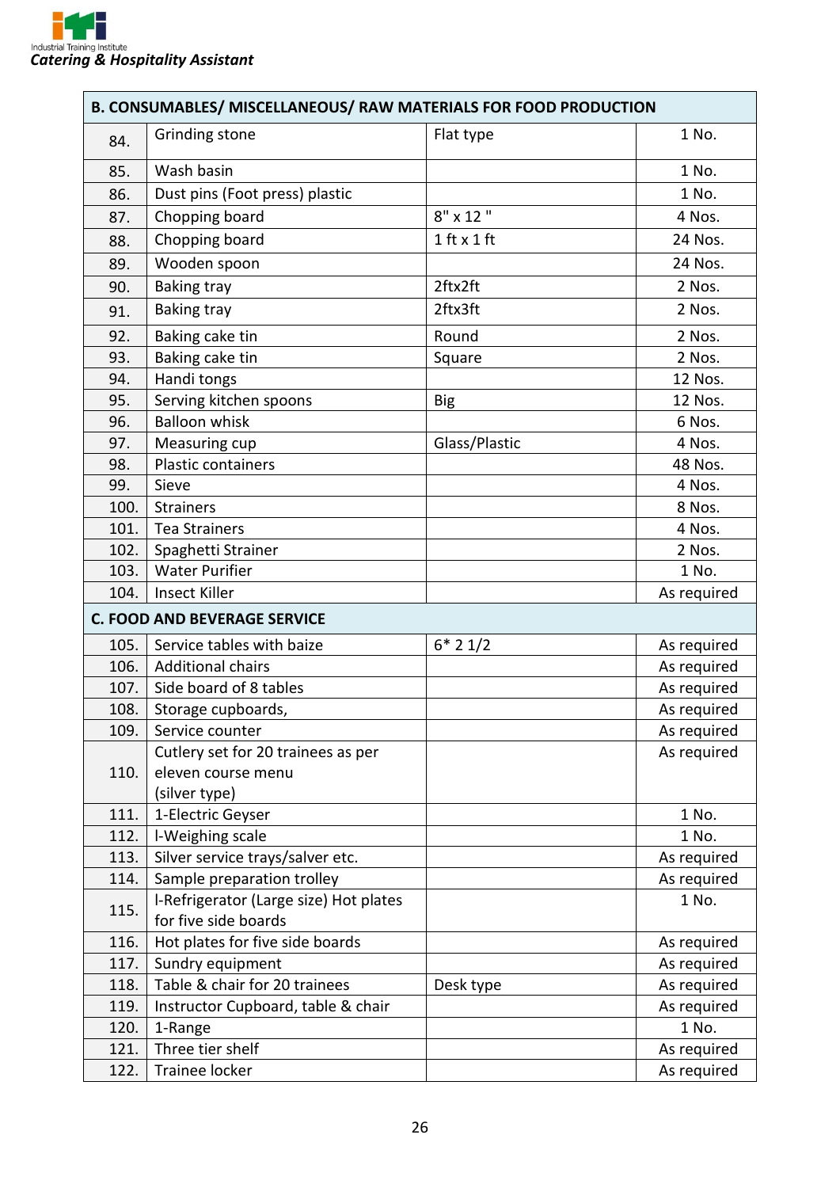| B. CONSUMABLES/ MISCELLANEOUS/ RAW MATERIALS FOR FOOD PRODUCTION | | | |
|---|---|---|---|
| 84. | Grinding stone | Flat type | 1 No. |
| 85. | Wash basin | | 1 No. |
| 86. | Dust pins (Foot press) plastic | | 1 No. |
| 87. | Chopping board | 8" x 12 " | 4 Nos. |
| 88. | Chopping board | 1 ft x 1 ft | 24 Nos. |
| 89. | Wooden spoon | | 24 Nos. |
| 90. | Baking tray | 2ftx2ft | 2 Nos. |
| 91. | Baking tray | 2ftx3ft | 2 Nos. |
| 92. | Baking cake tin | Round | 2 Nos. |
| 93. | Baking cake tin | Square | 2 Nos. |
| 94. | Handi tongs | | 12 Nos. |
| 95. | Serving kitchen spoons | Big | 12 Nos. |
| 96. | Balloon whisk | | 6 Nos. |
| 97. | Measuring cup | Glass/Plastic | 4 Nos. |
| 98. | Plastic containers | | 48 Nos. |
| 99. | Sieve | | 4 Nos. |
| 100. | Strainers | | 8 Nos. |
| 101. | Tea Strainers | | 4 Nos. |
| 102. | Spaghetti Strainer | | 2 Nos. |
| 103. | Water Purifier | | 1 No. |
| 104. | Insect Killer | | As required |
| **C. FOOD AND BEVERAGE SERVICE** | | | |
| 105. | Service tables with baize | 6* 2 1/2 | As required |
| 106. | Additional chairs | | As required |
| 107. | Side board of 8 tables | | As required |
| 108. | Storage cupboards, | | As required |
| 109. | Service counter | | As required |
| 110. | Cutlery set for 20 trainees as per eleven course menu (silver type) | | As required |
| 111. | 1-Electric Geyser | | 1 No. |
| 112. | l-Weighing scale | | 1 No. |
| 113. | Silver service trays/salver etc. | | As required |
| 114. | Sample preparation trolley | | As required |
| 115. | l-Refrigerator (Large size) Hot plates for five side boards | | 1 No. |
| 116. | Hot plates for five side boards | | As required |
| 117. | Sundry equipment | | As required |
| 118. | Table & chair for 20 trainees | Desk type | As required |
| 119. | Instructor Cupboard, table & chair | | As required |
| 120. | 1-Range | | 1 No. |
| 121. | Three tier shelf | | As required |
| 122. | Trainee locker | | As required |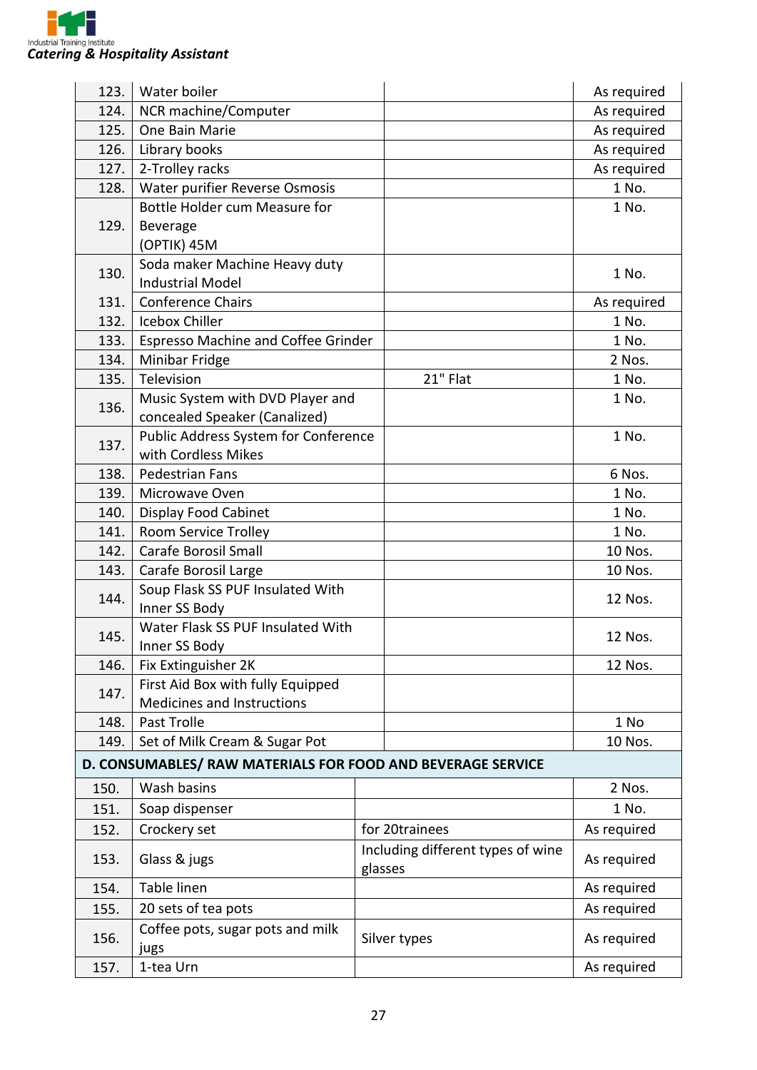| | | | |
|---|---|---|---|
| 123. | Water boiler | | As required |
| 124. | NCR machine/Computer | | As required |
| 125. | One Bain Marie | | As required |
| 126. | Library books | | As required |
| 127. | 2-Trolley racks | | As required |
| 128. | Water purifier Reverse Osmosis | | 1 No. |
| 129. | Bottle Holder cum Measure for Beverage (OPTIK) 45M | | 1 No. |
| 130. | Soda maker Machine Heavy duty Industrial Model | | 1 No. |
| 131. | Conference Chairs | | As required |
| 132. | Icebox Chiller | | 1 No. |
| 133. | Espresso Machine and Coffee Grinder | | 1 No. |
| 134. | Minibar Fridge | | 2 Nos. |
| 135. | Television | 21" Flat | 1 No. |
| 136. | Music System with DVD Player and concealed Speaker (Canalized) | | 1 No. |
| 137. | Public Address System for Conference with Cordless Mikes | | 1 No. |
| 138. | Pedestrian Fans | | 6 Nos. |
| 139. | Microwave Oven | | 1 No. |
| 140. | Display Food Cabinet | | 1 No. |
| 141. | Room Service Trolley | | 1 No. |
| 142. | Carafe Borosil Small | | 10 Nos. |
| 143. | Carafe Borosil Large | | 10 Nos. |
| 144. | Soup Flask SS PUF Insulated With Inner SS Body | | 12 Nos. |
| 145. | Water Flask SS PUF Insulated With Inner SS Body | | 12 Nos. |
| 146. | Fix Extinguisher 2K | | 12 Nos. |
| 147. | First Aid Box with fully Equipped Medicines and Instructions | | |
| 148. | Past Trolle | | 1 No |
| 149. | Set of Milk Cream & Sugar Pot | | 10 Nos. |
| **D. CONSUMABLES/ RAW MATERIALS FOR FOOD AND BEVERAGE SERVICE** | | | |
| 150. | Wash basins | | 2 Nos. |
| 151. | Soap dispenser | | 1 No. |
| 152. | Crockery set | for 20trainees | As required |
| 153. | Glass & jugs | Including different types of wine glasses | As required |
| 154. | Table linen | | As required |
| 155. | 20 sets of tea pots | | As required |
| 156. | Coffee pots, sugar pots and milk jugs | Silver types | As required |
| 157. | 1-tea Urn | | As required |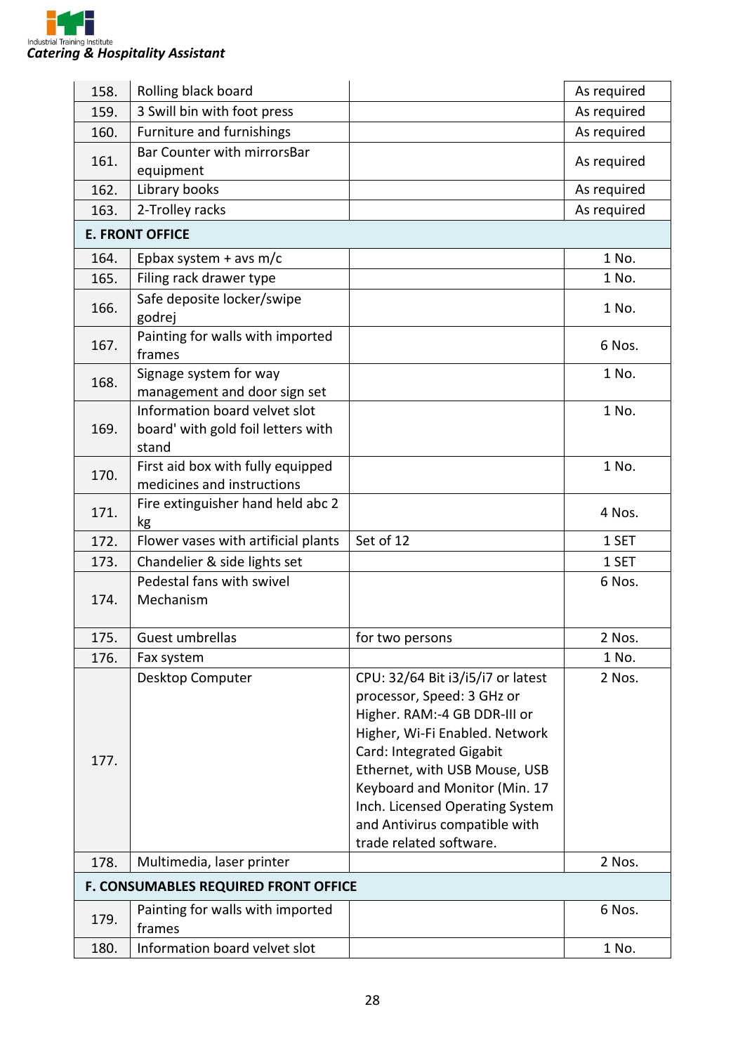| | | | |
|---|---|---|---|
| 158. | Rolling black board | | As required |
| 159. | 3 Swill bin with foot press | | As required |
| 160. | Furniture and furnishings | | As required |
| 161. | Bar Counter with mirrorsBar equipment | | As required |
| 162. | Library books | | As required |
| 163. | 2-Trolley racks | | As required |
| **E. FRONT OFFICE** | | | |
| 164. | Epbax system + avs m/c | | 1 No. |
| 165. | Filing rack drawer type | | 1 No. |
| 166. | Safe deposite locker/swipe godrej | | 1 No. |
| 167. | Painting for walls with imported frames | | 6 Nos. |
| 168. | Signage system for way management and door sign set | | 1 No. |
| 169. | Information board velvet slot board' with gold foil letters with stand | | 1 No. |
| 170. | First aid box with fully equipped medicines and instructions | | 1 No. |
| 171. | Fire extinguisher hand held abc 2 kg | | 4 Nos. |
| 172. | Flower vases with artificial plants | Set of 12 | 1 SET |
| 173. | Chandelier & side lights set | | 1 SET |
| 174. | Pedestal fans with swivel Mechanism | | 6 Nos. |
| 175. | Guest umbrellas | for two persons | 2 Nos. |
| 176. | Fax system | | 1 No. |
| 177. | Desktop Computer | CPU: 32/64 Bit i3/i5/i7 or latest processor, Speed: 3 GHz or Higher. RAM:-4 GB DDR-III or Higher, Wi-Fi Enabled. Network Card: Integrated Gigabit Ethernet, with USB Mouse, USB Keyboard and Monitor (Min. 17 Inch. Licensed Operating System and Antivirus compatible with trade related software. | 2 Nos. |
| 178. | Multimedia, laser printer | | 2 Nos. |
| **F. CONSUMABLES REQUIRED FRONT OFFICE** | | | |
| 179. | Painting for walls with imported frames | | 6 Nos. |
| 180. | Information board velvet slot | | 1 No. |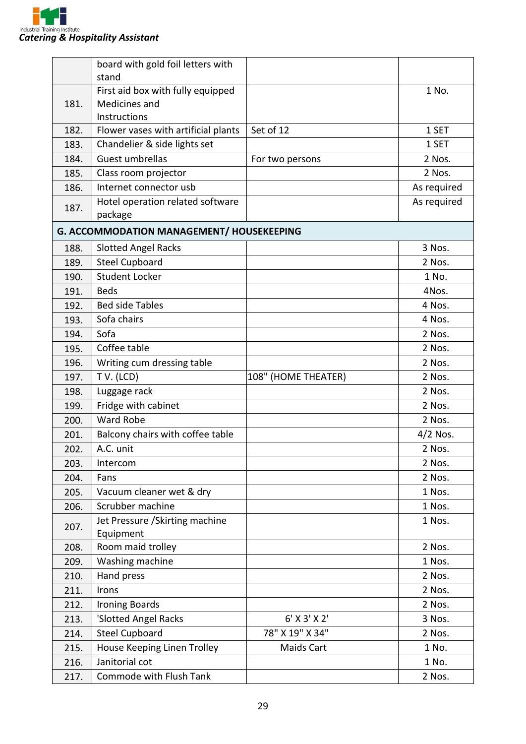| | | | |
|---|---|---|---|
| | board with gold foil letters with stand | | |
| 181. | First aid box with fully equipped Medicines and Instructions | | 1 No. |
| 182. | Flower vases with artificial plants | Set of 12 | 1 SET |
| 183. | Chandelier & side lights set | | 1 SET |
| 184. | Guest umbrellas | For two persons | 2 Nos. |
| 185. | Class room projector | | 2 Nos. |
| 186. | Internet connector usb | | As required |
| 187. | Hotel operation related software package | | As required |
| **G. ACCOMMODATION MANAGEMENT/ HOUSEKEEPING** | | | |
| 188. | Slotted Angel Racks | | 3 Nos. |
| 189. | Steel Cupboard | | 2 Nos. |
| 190. | Student Locker | | 1 No. |
| 191. | Beds | | 4Nos. |
| 192. | Bed side Tables | | 4 Nos. |
| 193. | Sofa chairs | | 4 Nos. |
| 194. | Sofa | | 2 Nos. |
| 195. | Coffee table | | 2 Nos. |
| 196. | Writing cum dressing table | | 2 Nos. |
| 197. | T V. (LCD) | 108" (HOME THEATER) | 2 Nos. |
| 198. | Luggage rack | | 2 Nos. |
| 199. | Fridge with cabinet | | 2 Nos. |
| 200. | Ward Robe | | 2 Nos. |
| 201. | Balcony chairs with coffee table | | 4/2 Nos. |
| 202. | A.C. unit | | 2 Nos. |
| 203. | Intercom | | 2 Nos. |
| 204. | Fans | | 2 Nos. |
| 205. | Vacuum cleaner wet & dry | | 1 Nos. |
| 206. | Scrubber machine | | 1 Nos. |
| 207. | Jet Pressure /Skirting machine Equipment | | 1 Nos. |
| 208. | Room maid trolley | | 2 Nos. |
| 209. | Washing machine | | 1 Nos. |
| 210. | Hand press | | 2 Nos. |
| 211. | Irons | | 2 Nos. |
| 212. | Ironing Boards | | 2 Nos. |
| 213. | 'Slotted Angel Racks | 6' X 3' X 2' | 3 Nos. |
| 214. | Steel Cupboard | 78" X 19" X 34" | 2 Nos. |
| 215. | House Keeping Linen Trolley | Maids Cart | 1 No. |
| 216. | Janitorial cot | | 1 No. |
| 217. | Commode with Flush Tank | | 2 Nos. |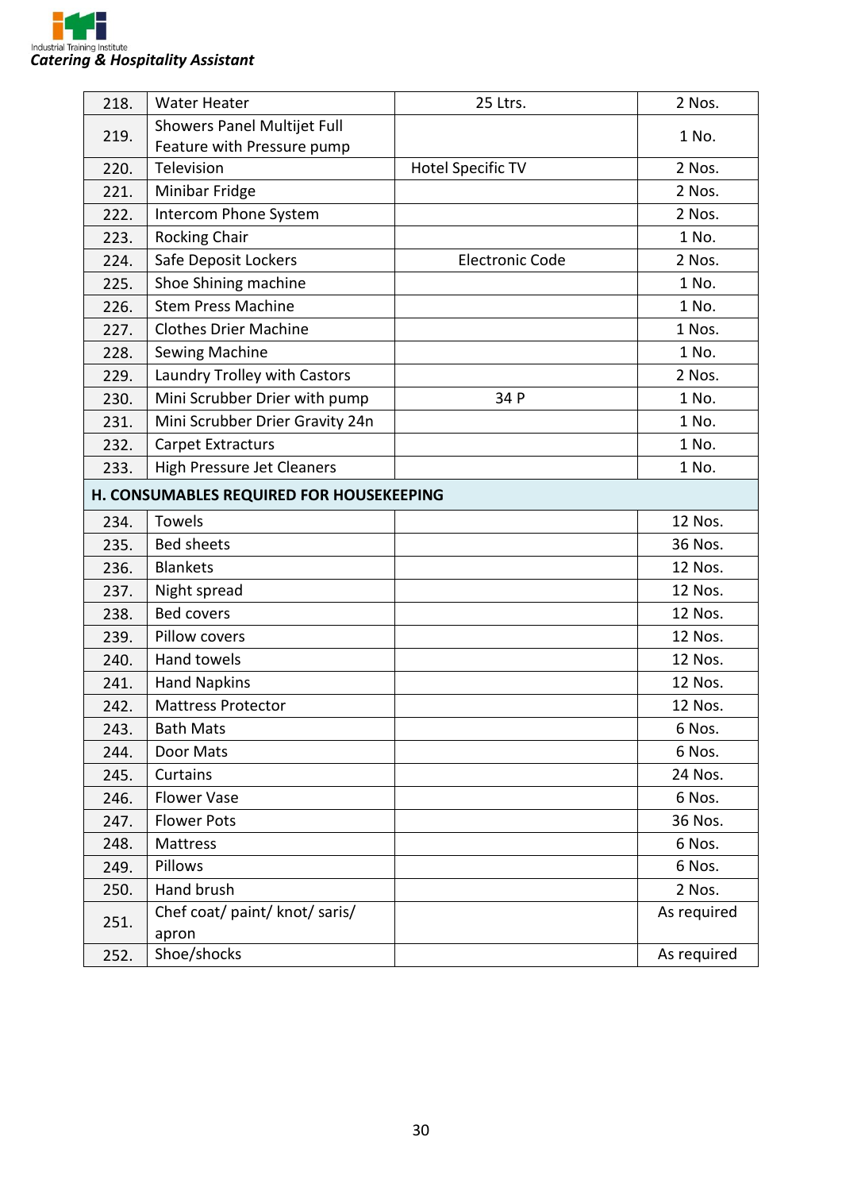| | | | |
|---|---|---|---|
| 218. | Water Heater | 25 Ltrs. | 2 Nos. |
| 219. | Showers Panel Multijet Full Feature with Pressure pump | | 1 No. |
| 220. | Television | Hotel Specific TV | 2 Nos. |
| 221. | Minibar Fridge | | 2 Nos. |
| 222. | Intercom Phone System | | 2 Nos. |
| 223. | Rocking Chair | | 1 No. |
| 224. | Safe Deposit Lockers | Electronic Code | 2 Nos. |
| 225. | Shoe Shining machine | | 1 No. |
| 226. | Stem Press Machine | | 1 No. |
| 227. | Clothes Drier Machine | | 1 Nos. |
| 228. | Sewing Machine | | 1 No. |
| 229. | Laundry Trolley with Castors | | 2 Nos. |
| 230. | Mini Scrubber Drier with pump | 34 P | 1 No. |
| 231. | Mini Scrubber Drier Gravity 24n | | 1 No. |
| 232. | Carpet Extracturs | | 1 No. |
| 233. | High Pressure Jet Cleaners | | 1 No. |
| **H. CONSUMABLES REQUIRED FOR HOUSEKEEPING** | | | |
| 234. | Towels | | 12 Nos. |
| 235. | Bed sheets | | 36 Nos. |
| 236. | Blankets | | 12 Nos. |
| 237. | Night spread | | 12 Nos. |
| 238. | Bed covers | | 12 Nos. |
| 239. | Pillow covers | | 12 Nos. |
| 240. | Hand towels | | 12 Nos. |
| 241. | Hand Napkins | | 12 Nos. |
| 242. | Mattress Protector | | 12 Nos. |
| 243. | Bath Mats | | 6 Nos. |
| 244. | Door Mats | | 6 Nos. |
| 245. | Curtains | | 24 Nos. |
| 246. | Flower Vase | | 6 Nos. |
| 247. | Flower Pots | | 36 Nos. |
| 248. | Mattress | | 6 Nos. |
| 249. | Pillows | | 6 Nos. |
| 250. | Hand brush | | 2 Nos. |
| 251. | Chef coat/ paint/ knot/ saris/ apron | | As required |
| 252. | Shoe/shocks | | As required |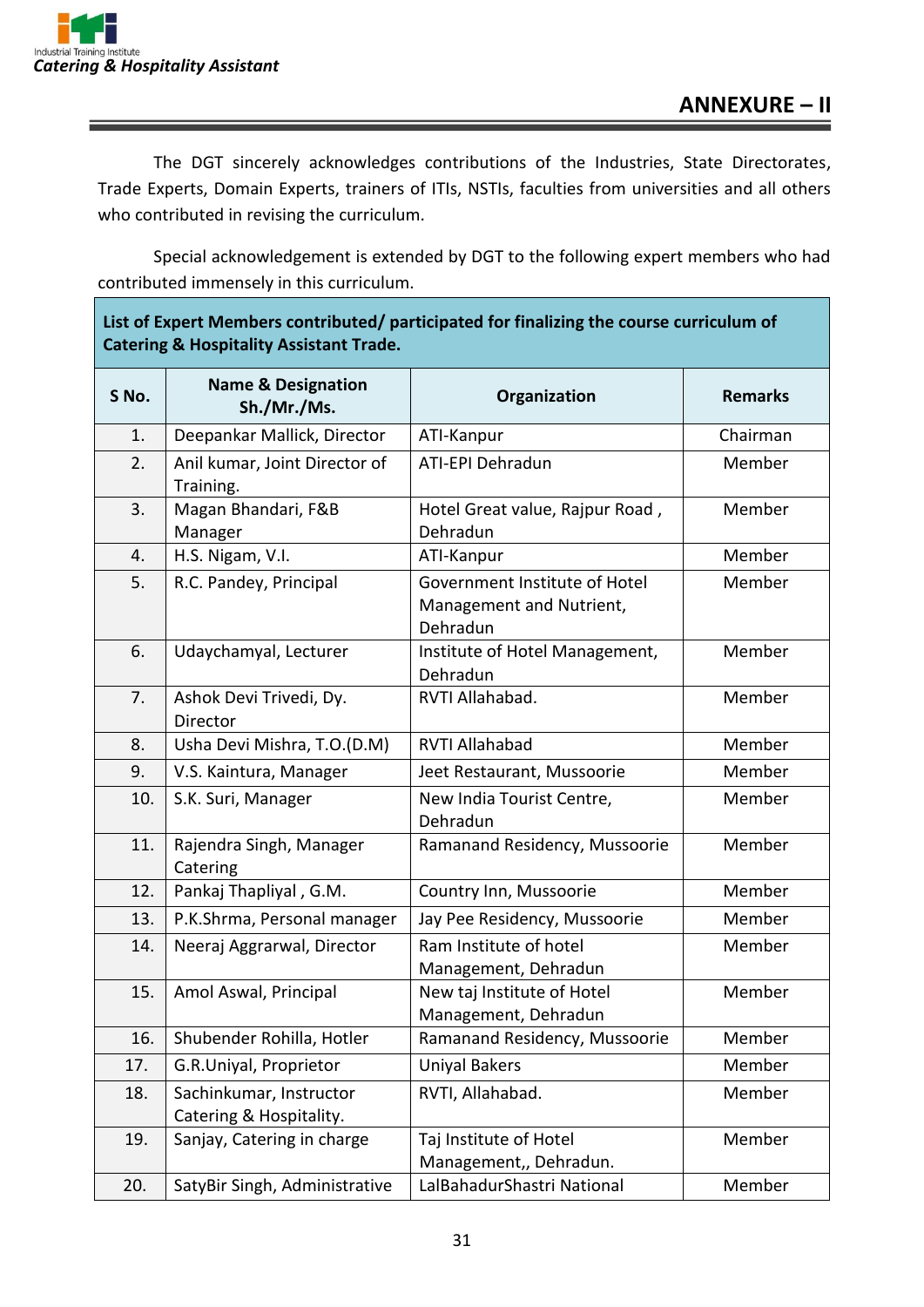## ANNEXURE – II

The DGT sincerely acknowledges contributions of the Industries, State Directorates, Trade Experts, Domain Experts, trainers of ITIs, NSTIs, faculties from universities and all others who contributed in revising the curriculum.

Special acknowledgement is extended by DGT to the following expert members who had contributed immensely in this curriculum.

| **List of Expert Members contributed/ participated for finalizing the course curriculum of Catering & Hospitality Assistant Trade.** | | | |
|---|---|---|---|
| **S No.** | **Name & Designation Sh./Mr./Ms.** | **Organization** | **Remarks** |
| 1. | Deepankar Mallick, Director | ATI-Kanpur | Chairman |
| 2. | Anil kumar, Joint Director of Training. | ATI-EPI Dehradun | Member |
| 3. | Magan Bhandari, F&B Manager | Hotel Great value, Rajpur Road , Dehradun | Member |
| 4. | H.S. Nigam, V.I. | ATI-Kanpur | Member |
| 5. | R.C. Pandey, Principal | Government Institute of Hotel Management and Nutrient, Dehradun | Member |
| 6. | Udaychamyal, Lecturer | Institute of Hotel Management, Dehradun | Member |
| 7. | Ashok Devi Trivedi, Dy. Director | RVTI Allahabad. | Member |
| 8. | Usha Devi Mishra, T.O.(D.M) | RVTI Allahabad | Member |
| 9. | V.S. Kaintura, Manager | Jeet Restaurant, Mussoorie | Member |
| 10. | S.K. Suri, Manager | New India Tourist Centre, Dehradun | Member |
| 11. | Rajendra Singh, Manager Catering | Ramanand Residency, Mussoorie | Member |
| 12. | Pankaj Thapliyal , G.M. | Country Inn, Mussoorie | Member |
| 13. | P.K.Shrma, Personal manager | Jay Pee Residency, Mussoorie | Member |
| 14. | Neeraj Aggrarwal, Director | Ram Institute of hotel Management, Dehradun | Member |
| 15. | Amol Aswal, Principal | New taj Institute of Hotel Management, Dehradun | Member |
| 16. | Shubender Rohilla, Hotler | Ramanand Residency, Mussoorie | Member |
| 17. | G.R.Uniyal, Proprietor | Uniyal Bakers | Member |
| 18. | Sachinkumar, Instructor Catering & Hospitality. | RVTI, Allahabad. | Member |
| 19. | Sanjay, Catering in charge | Taj Institute of Hotel Management,, Dehradun. | Member |
| 20. | SatyBir Singh, Administrative | LalBahadurShastri National | Member |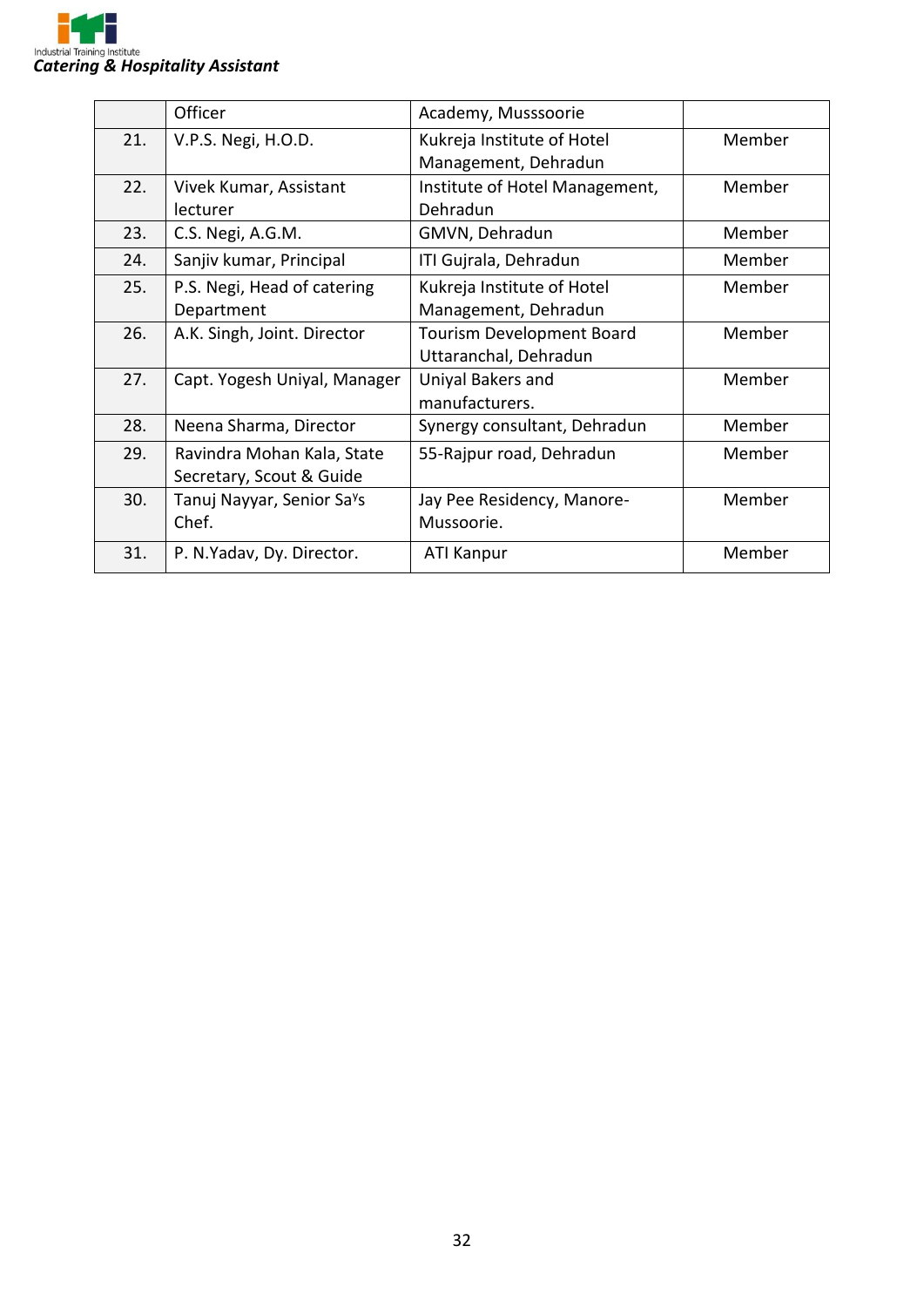|  |  |  |  |
|---|---|---|---|
|  | Officer | Academy, Musssoorie |  |
| 21. | V.P.S. Negi, H.O.D. | Kukreja Institute of Hotel Management, Dehradun | Member |
| 22. | Vivek Kumar, Assistant lecturer | Institute of Hotel Management, Dehradun | Member |
| 23. | C.S. Negi, A.G.M. | GMVN, Dehradun | Member |
| 24. | Sanjiv kumar, Principal | ITI Gujrala, Dehradun | Member |
| 25. | P.S. Negi, Head of catering Department | Kukreja Institute of Hotel Management, Dehradun | Member |
| 26. | A.K. Singh, Joint. Director | Tourism Development Board Uttaranchal, Dehradun | Member |
| 27. | Capt. Yogesh Uniyal, Manager | Uniyal Bakers and manufacturers. | Member |
| 28. | Neena Sharma, Director | Synergy consultant, Dehradun | Member |
| 29. | Ravindra Mohan Kala, State Secretary, Scout & Guide | 55-Rajpur road, Dehradun | Member |
| 30. | Tanuj Nayyar, Senior Sa's Chef. | Jay Pee Residency, Manore-Mussoorie. | Member |
| 31. | P. N.Yadav, Dy. Director. | ATI Kanpur | Member |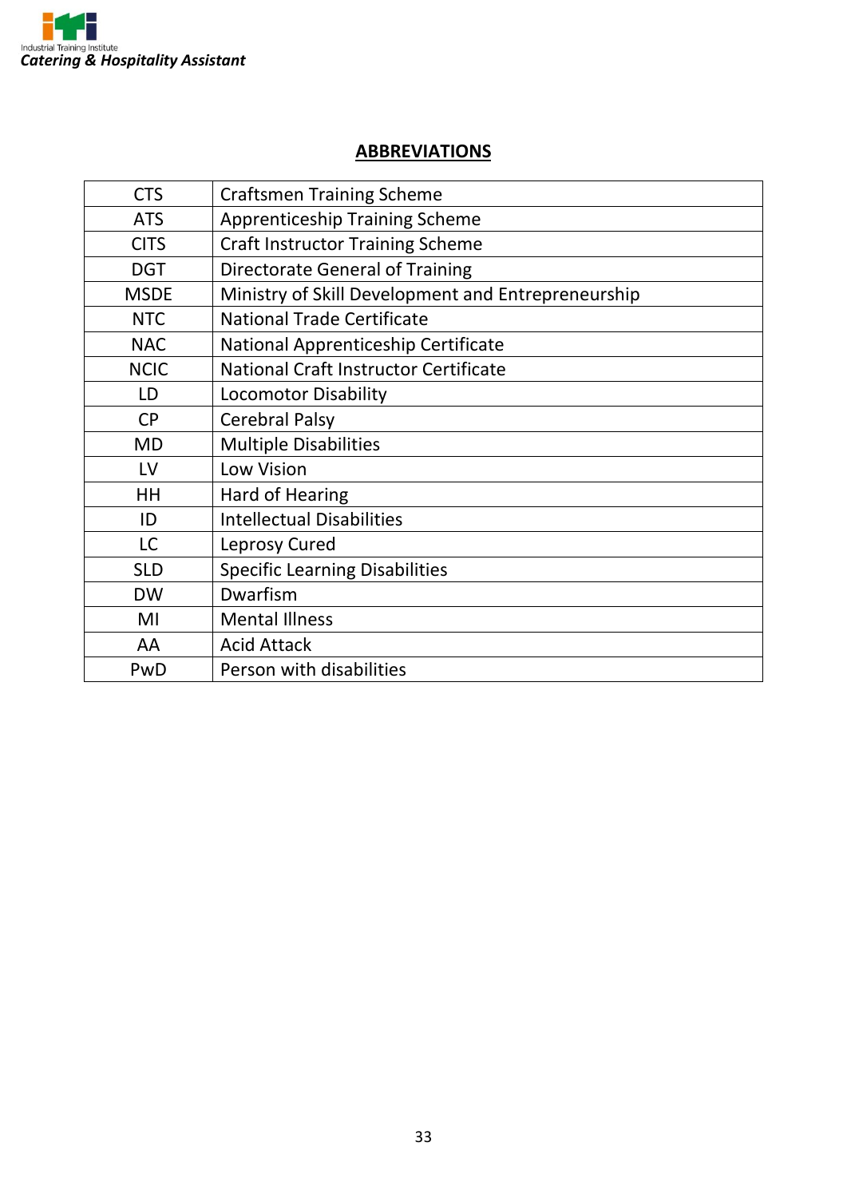## ABBREVIATIONS

| | |
|---|---|
| CTS | Craftsmen Training Scheme |
| ATS | Apprenticeship Training Scheme |
| CITS | Craft Instructor Training Scheme |
| DGT | Directorate General of Training |
| MSDE | Ministry of Skill Development and Entrepreneurship |
| NTC | National Trade Certificate |
| NAC | National Apprenticeship Certificate |
| NCIC | National Craft Instructor Certificate |
| LD | Locomotor Disability |
| CP | Cerebral Palsy |
| MD | Multiple Disabilities |
| LV | Low Vision |
| HH | Hard of Hearing |
| ID | Intellectual Disabilities |
| LC | Leprosy Cured |
| SLD | Specific Learning Disabilities |
| DW | Dwarfism |
| MI | Mental Illness |
| AA | Acid Attack |
| PwD | Person with disabilities |